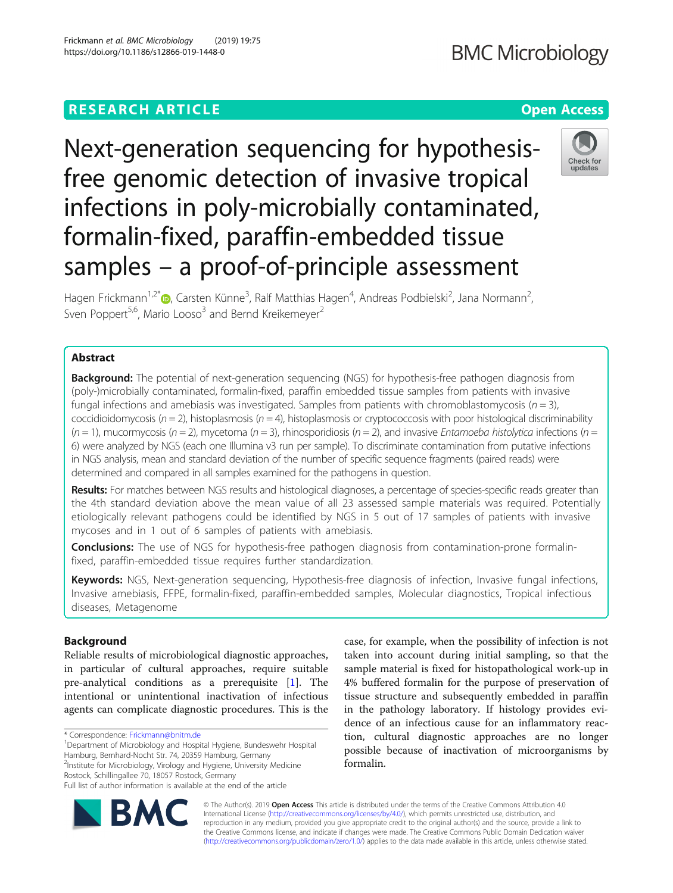RESEARCH ARTICLE

Open Access

# Next-generation sequencing for hypothesis-free genomic detection of invasive tropical infections in poly-microbially contaminated, formalin-fixed, paraffin-embedded tissue samples – a proof-of-principle assessment

Hagen Frickmann[1,2*], Carsten Künne[3], Ralf Matthias Hagen[4], Andreas Podbielski[2], Jana Normann[2], Sven Poppert[5,6], Mario Looso[3] and Bernd Kreikemeyer[2]

## Abstract

**Background:** The potential of next-generation sequencing (NGS) for hypothesis-free pathogen diagnosis from (poly-)microbially contaminated, formalin-fixed, paraffin embedded tissue samples from patients with invasive fungal infections and amebiasis was investigated. Samples from patients with chromoblastomycosis ($n = 3$), coccidioidomycosis ($n = 2$), histoplasmosis ($n = 4$), histoplasmosis or cryptococcosis with poor histological discriminability ($n = 1$), mucormycosis ($n = 2$), mycetoma ($n = 3$), rhinosporidiosis ($n = 2$), and invasive *Entamoeba histolytica* infections ($n = 6$) were analyzed by NGS (each one Illumina v3 run per sample). To discriminate contamination from putative infections in NGS analysis, mean and standard deviation of the number of specific sequence fragments (paired reads) were determined and compared in all samples examined for the pathogens in question.

**Results:** For matches between NGS results and histological diagnoses, a percentage of species-specific reads greater than the 4th standard deviation above the mean value of all 23 assessed sample materials was required. Potentially etiologically relevant pathogens could be identified by NGS in 5 out of 17 samples of patients with invasive mycoses and in 1 out of 6 samples of patients with amebiasis.

**Conclusions:** The use of NGS for hypothesis-free pathogen diagnosis from contamination-prone formalin-fixed, paraffin-embedded tissue requires further standardization.

**Keywords:** NGS, Next-generation sequencing, Hypothesis-free diagnosis of infection, Invasive fungal infections, Invasive amebiasis, FFPE, formalin-fixed, paraffin-embedded samples, Molecular diagnostics, Tropical infectious diseases, Metagenome

## Background

Reliable results of microbiological diagnostic approaches, in particular of cultural approaches, require suitable pre-analytical conditions as a prerequisite [1]. The intentional or unintentional inactivation of infectious agents can complicate diagnostic procedures. This is the case, for example, when the possibility of infection is not taken into account during initial sampling, so that the sample material is fixed for histopathological work-up in 4% buffered formalin for the purpose of preservation of tissue structure and subsequently embedded in paraffin in the pathology laboratory. If histology provides evidence of an infectious cause for an inflammatory reaction, cultural diagnostic approaches are no longer possible because of inactivation of microorganisms by formalin.

* Correspondence: Frickmann@bnitm.de
[1]Department of Microbiology and Hospital Hygiene, Bundeswehr Hospital Hamburg, Bernhard-Nocht Str. 74, 20359 Hamburg, Germany
[2]Institute for Microbiology, Virology and Hygiene, University Medicine Rostock, Schillingallee 70, 18057 Rostock, Germany
Full list of author information is available at the end of the article

© The Author(s). 2019 **Open Access** This article is distributed under the terms of the Creative Commons Attribution 4.0 International License (http://creativecommons.org/licenses/by/4.0/), which permits unrestricted use, distribution, and reproduction in any medium, provided you give appropriate credit to the original author(s) and the source, provide a link to the Creative Commons license, and indicate if changes were made. The Creative Commons Public Domain Dedication waiver (http://creativecommons.org/publicdomain/zero/1.0/) applies to the data made available in this article, unless otherwise stated.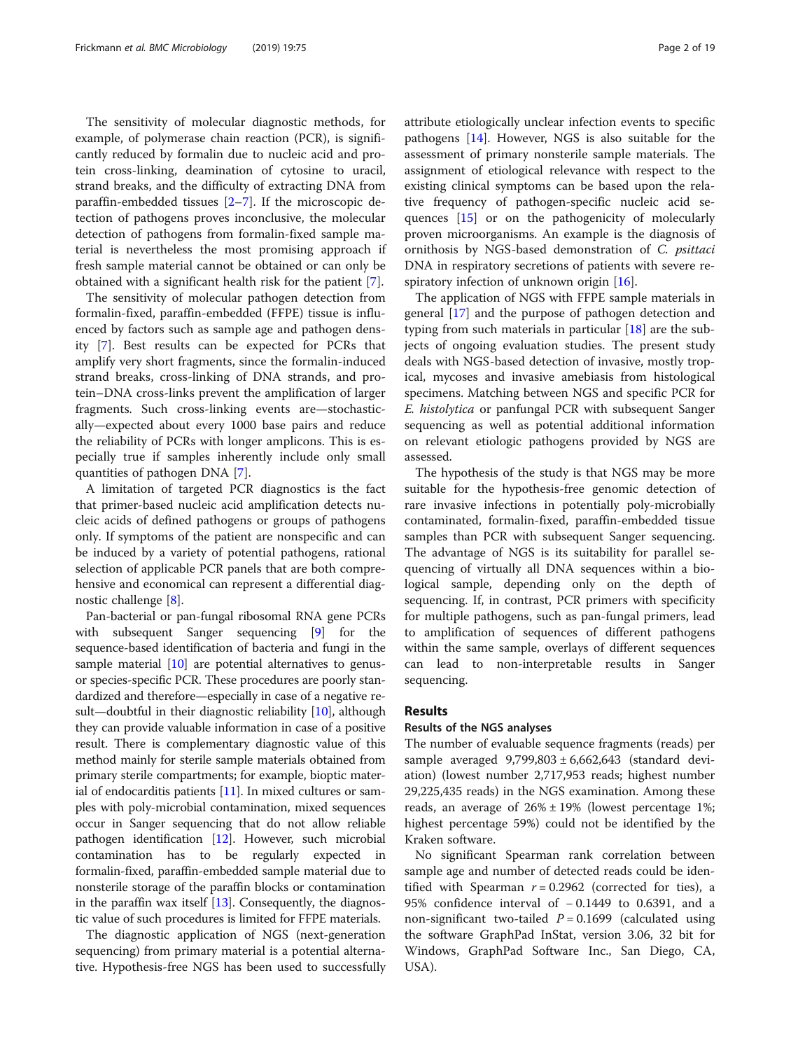The sensitivity of molecular diagnostic methods, for example, of polymerase chain reaction (PCR), is significantly reduced by formalin due to nucleic acid and protein cross-linking, deamination of cytosine to uracil, strand breaks, and the difficulty of extracting DNA from paraffin-embedded tissues [2–7]. If the microscopic detection of pathogens proves inconclusive, the molecular detection of pathogens from formalin-fixed sample material is nevertheless the most promising approach if fresh sample material cannot be obtained or can only be obtained with a significant health risk for the patient [7].

The sensitivity of molecular pathogen detection from formalin-fixed, paraffin-embedded (FFPE) tissue is influenced by factors such as sample age and pathogen density [7]. Best results can be expected for PCRs that amplify very short fragments, since the formalin-induced strand breaks, cross-linking of DNA strands, and protein–DNA cross-links prevent the amplification of larger fragments. Such cross-linking events are—stochastically—expected about every 1000 base pairs and reduce the reliability of PCRs with longer amplicons. This is especially true if samples inherently include only small quantities of pathogen DNA [7].

A limitation of targeted PCR diagnostics is the fact that primer-based nucleic acid amplification detects nucleic acids of defined pathogens or groups of pathogens only. If symptoms of the patient are nonspecific and can be induced by a variety of potential pathogens, rational selection of applicable PCR panels that are both comprehensive and economical can represent a differential diagnostic challenge [8].

Pan-bacterial or pan-fungal ribosomal RNA gene PCRs with subsequent Sanger sequencing [9] for the sequence-based identification of bacteria and fungi in the sample material [10] are potential alternatives to genus- or species-specific PCR. These procedures are poorly standardized and therefore—especially in case of a negative result—doubtful in their diagnostic reliability [10], although they can provide valuable information in case of a positive result. There is complementary diagnostic value of this method mainly for sterile sample materials obtained from primary sterile compartments; for example, bioptic material of endocarditis patients [11]. In mixed cultures or samples with poly-microbial contamination, mixed sequences occur in Sanger sequencing that do not allow reliable pathogen identification [12]. However, such microbial contamination has to be regularly expected in formalin-fixed, paraffin-embedded sample material due to nonsterile storage of the paraffin blocks or contamination in the paraffin wax itself [13]. Consequently, the diagnostic value of such procedures is limited for FFPE materials.

The diagnostic application of NGS (next-generation sequencing) from primary material is a potential alternative. Hypothesis-free NGS has been used to successfully attribute etiologically unclear infection events to specific pathogens [14]. However, NGS is also suitable for the assessment of primary nonsterile sample materials. The assignment of etiological relevance with respect to the existing clinical symptoms can be based upon the relative frequency of pathogen-specific nucleic acid sequences [15] or on the pathogenicity of molecularly proven microorganisms. An example is the diagnosis of ornithosis by NGS-based demonstration of *C. psittaci* DNA in respiratory secretions of patients with severe respiratory infection of unknown origin [16].

The application of NGS with FFPE sample materials in general [17] and the purpose of pathogen detection and typing from such materials in particular [18] are the subjects of ongoing evaluation studies. The present study deals with NGS-based detection of invasive, mostly tropical, mycoses and invasive amebiasis from histological specimens. Matching between NGS and specific PCR for *E. histolytica* or panfungal PCR with subsequent Sanger sequencing as well as potential additional information on relevant etiologic pathogens provided by NGS are assessed.

The hypothesis of the study is that NGS may be more suitable for the hypothesis-free genomic detection of rare invasive infections in potentially poly-microbially contaminated, formalin-fixed, paraffin-embedded tissue samples than PCR with subsequent Sanger sequencing. The advantage of NGS is its suitability for parallel sequencing of virtually all DNA sequences within a biological sample, depending only on the depth of sequencing. If, in contrast, PCR primers with specificity for multiple pathogens, such as pan-fungal primers, lead to amplification of sequences of different pathogens within the same sample, overlays of different sequences can lead to non-interpretable results in Sanger sequencing.

## Results

### Results of the NGS analyses

The number of evaluable sequence fragments (reads) per sample averaged 9,799,803 ± 6,662,643 (standard deviation) (lowest number 2,717,953 reads; highest number 29,225,435 reads) in the NGS examination. Among these reads, an average of 26% ± 19% (lowest percentage 1%; highest percentage 59%) could not be identified by the Kraken software.

No significant Spearman rank correlation between sample age and number of detected reads could be identified with Spearman $r = 0.2962$ (corrected for ties), a 95% confidence interval of − 0.1449 to 0.6391, and a non-significant two-tailed $P = 0.1699$ (calculated using the software GraphPad InStat, version 3.06, 32 bit for Windows, GraphPad Software Inc., San Diego, CA, USA).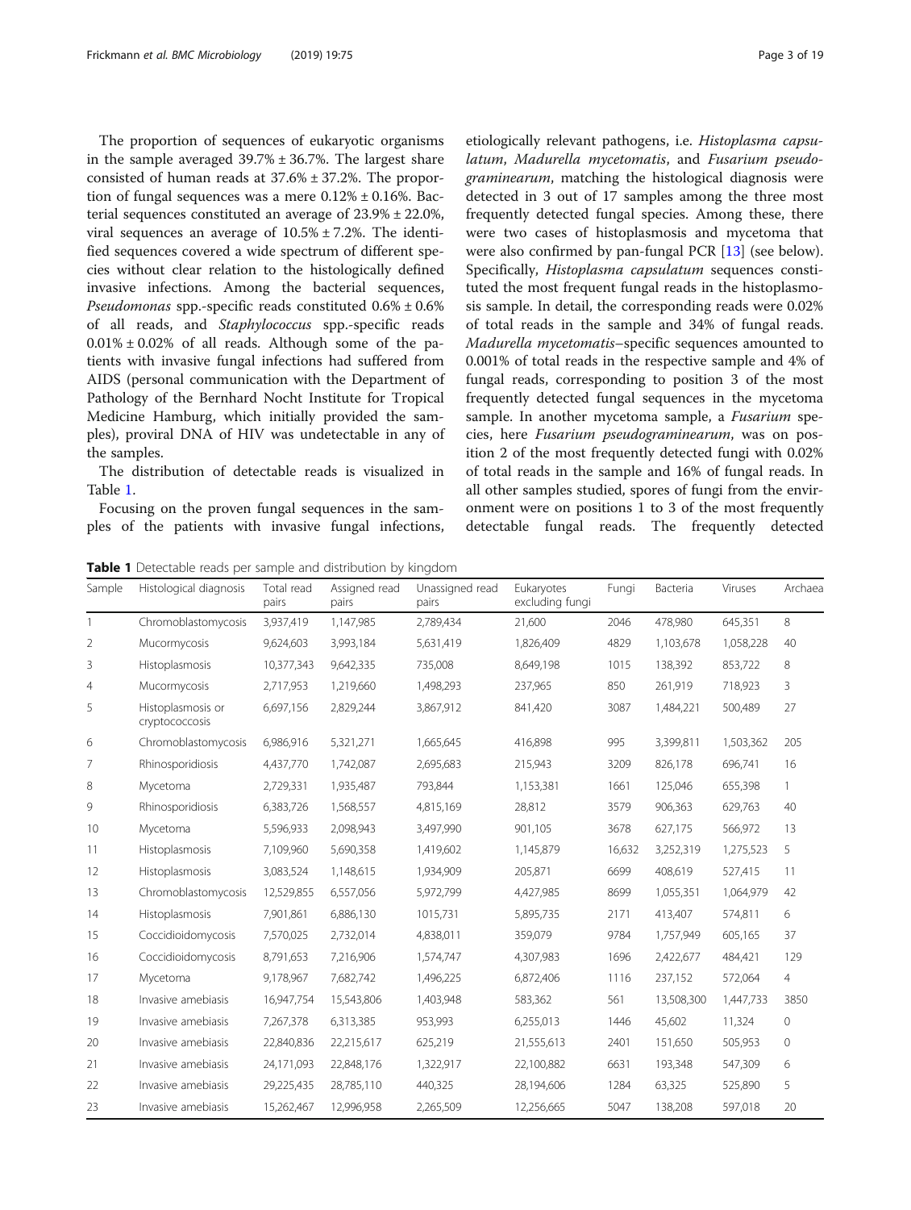The proportion of sequences of eukaryotic organisms in the sample averaged 39.7% ± 36.7%. The largest share consisted of human reads at 37.6% ± 37.2%. The proportion of fungal sequences was a mere 0.12% ± 0.16%. Bacterial sequences constituted an average of 23.9% ± 22.0%, viral sequences an average of 10.5% ± 7.2%. The identified sequences covered a wide spectrum of different species without clear relation to the histologically defined invasive infections. Among the bacterial sequences, *Pseudomonas* spp.-specific reads constituted 0.6% ± 0.6% of all reads, and *Staphylococcus* spp.-specific reads 0.01% ± 0.02% of all reads. Although some of the patients with invasive fungal infections had suffered from AIDS (personal communication with the Department of Pathology of the Bernhard Nocht Institute for Tropical Medicine Hamburg, which initially provided the samples), proviral DNA of HIV was undetectable in any of the samples.

The distribution of detectable reads is visualized in Table 1.

Focusing on the proven fungal sequences in the samples of the patients with invasive fungal infections, etiologically relevant pathogens, i.e. *Histoplasma capsulatum*, *Madurella mycetomatis*, and *Fusarium pseudograminearum*, matching the histological diagnosis were detected in 3 out of 17 samples among the three most frequently detected fungal species. Among these, there were two cases of histoplasmosis and mycetoma that were also confirmed by pan-fungal PCR [13] (see below). Specifically, *Histoplasma capsulatum* sequences constituted the most frequent fungal reads in the histoplasmosis sample. In detail, the corresponding reads were 0.02% of total reads in the sample and 34% of fungal reads. *Madurella mycetomatis*–specific sequences amounted to 0.001% of total reads in the respective sample and 4% of fungal reads, corresponding to position 3 of the most frequently detected fungal sequences in the mycetoma sample. In another mycetoma sample, a *Fusarium* species, here *Fusarium pseudograminearum*, was on position 2 of the most frequently detected fungi with 0.02% of total reads in the sample and 16% of fungal reads. In all other samples studied, spores of fungi from the environment were on positions 1 to 3 of the most frequently detectable fungal reads. The frequently detected

**Table 1** Detectable reads per sample and distribution by kingdom

| Sample | Histological diagnosis | Total read pairs | Assigned read pairs | Unassigned read pairs | Eukaryotes excluding fungi | Fungi | Bacteria | Viruses | Archaea |
|---|---|---|---|---|---|---|---|---|---|
| 1 | Chromoblastomycosis | 3,937,419 | 1,147,985 | 2,789,434 | 21,600 | 2046 | 478,980 | 645,351 | 8 |
| 2 | Mucormycosis | 9,624,603 | 3,993,184 | 5,631,419 | 1,826,409 | 4829 | 1,103,678 | 1,058,228 | 40 |
| 3 | Histoplasmosis | 10,377,343 | 9,642,335 | 735,008 | 8,649,198 | 1015 | 138,392 | 853,722 | 8 |
| 4 | Mucormycosis | 2,717,953 | 1,219,660 | 1,498,293 | 237,965 | 850 | 261,919 | 718,923 | 3 |
| 5 | Histoplasmosis or cryptococcosis | 6,697,156 | 2,829,244 | 3,867,912 | 841,420 | 3087 | 1,484,221 | 500,489 | 27 |
| 6 | Chromoblastomycosis | 6,986,916 | 5,321,271 | 1,665,645 | 416,898 | 995 | 3,399,811 | 1,503,362 | 205 |
| 7 | Rhinosporidiosis | 4,437,770 | 1,742,087 | 2,695,683 | 215,943 | 3209 | 826,178 | 696,741 | 16 |
| 8 | Mycetoma | 2,729,331 | 1,935,487 | 793,844 | 1,153,381 | 1661 | 125,046 | 655,398 | 1 |
| 9 | Rhinosporidiosis | 6,383,726 | 1,568,557 | 4,815,169 | 28,812 | 3579 | 906,363 | 629,763 | 40 |
| 10 | Mycetoma | 5,596,933 | 2,098,943 | 3,497,990 | 901,105 | 3678 | 627,175 | 566,972 | 13 |
| 11 | Histoplasmosis | 7,109,960 | 5,690,358 | 1,419,602 | 1,145,879 | 16,632 | 3,252,319 | 1,275,523 | 5 |
| 12 | Histoplasmosis | 3,083,524 | 1,148,615 | 1,934,909 | 205,871 | 6699 | 408,619 | 527,415 | 11 |
| 13 | Chromoblastomycosis | 12,529,855 | 6,557,056 | 5,972,799 | 4,427,985 | 8699 | 1,055,351 | 1,064,979 | 42 |
| 14 | Histoplasmosis | 7,901,861 | 6,886,130 | 1015,731 | 5,895,735 | 2171 | 413,407 | 574,811 | 6 |
| 15 | Coccidioidomycosis | 7,570,025 | 2,732,014 | 4,838,011 | 359,079 | 9784 | 1,757,949 | 605,165 | 37 |
| 16 | Coccidioidomycosis | 8,791,653 | 7,216,906 | 1,574,747 | 4,307,983 | 1696 | 2,422,677 | 484,421 | 129 |
| 17 | Mycetoma | 9,178,967 | 7,682,742 | 1,496,225 | 6,872,406 | 1116 | 237,152 | 572,064 | 4 |
| 18 | Invasive amebiasis | 16,947,754 | 15,543,806 | 1,403,948 | 583,362 | 561 | 13,508,300 | 1,447,733 | 3850 |
| 19 | Invasive amebiasis | 7,267,378 | 6,313,385 | 953,993 | 6,255,013 | 1446 | 45,602 | 11,324 | 0 |
| 20 | Invasive amebiasis | 22,840,836 | 22,215,617 | 625,219 | 21,555,613 | 2401 | 151,650 | 505,953 | 0 |
| 21 | Invasive amebiasis | 24,171,093 | 22,848,176 | 1,322,917 | 22,100,882 | 6631 | 193,348 | 547,309 | 6 |
| 22 | Invasive amebiasis | 29,225,435 | 28,785,110 | 440,325 | 28,194,606 | 1284 | 63,325 | 525,890 | 5 |
| 23 | Invasive amebiasis | 15,262,467 | 12,996,958 | 2,265,509 | 12,256,665 | 5047 | 138,208 | 597,018 | 20 |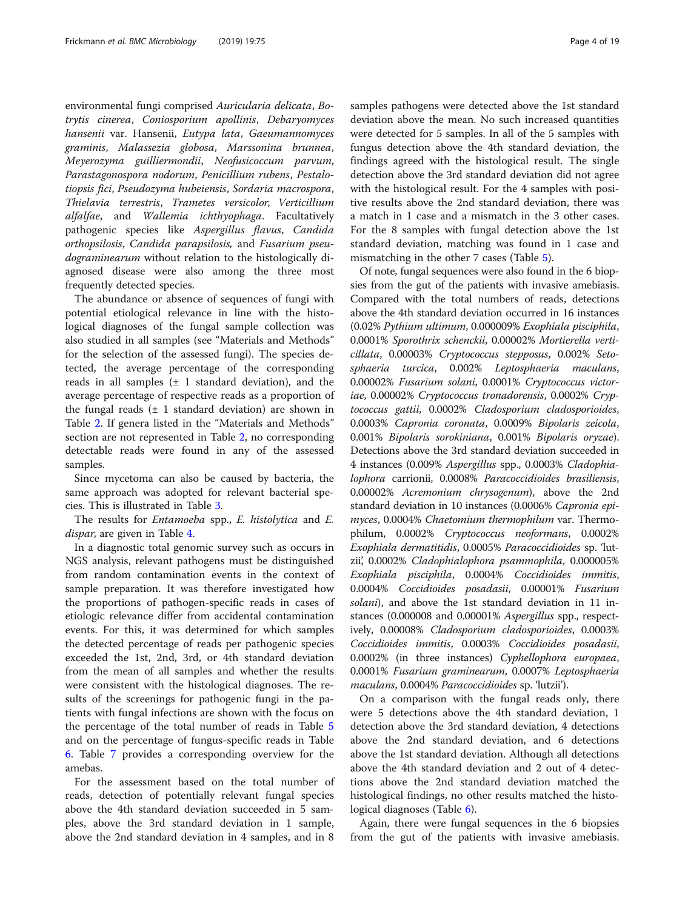environmental fungi comprised *Auricularia delicata*, *Botrytis cinerea*, *Coniosporium apollinis*, *Debaryomyces hansenii* var. Hansenii, *Eutypa lata*, *Gaeumannomyces graminis*, *Malassezia globosa*, *Marssonina brunnea*, *Meyerozyma guilliermondii*, *Neofusicoccum parvum*, *Parastagonospora nodorum*, *Penicillium rubens*, *Pestalotiopsis fici*, *Pseudozyma hubeiensis*, *Sordaria macrospora*, *Thielavia terrestris*, *Trametes versicolor*, *Verticillium alfalfae*, and *Wallemia ichthyophaga*. Facultatively pathogenic species like *Aspergillus flavus*, *Candida orthopsilosis*, *Candida parapsilosis*, and *Fusarium pseudograminearum* without relation to the histologically diagnosed disease were also among the three most frequently detected species.

The abundance or absence of sequences of fungi with potential etiological relevance in line with the histological diagnoses of the fungal sample collection was also studied in all samples (see "Materials and Methods" for the selection of the assessed fungi). The species detected, the average percentage of the corresponding reads in all samples (± 1 standard deviation), and the average percentage of respective reads as a proportion of the fungal reads (± 1 standard deviation) are shown in Table 2. If genera listed in the "Materials and Methods" section are not represented in Table 2, no corresponding detectable reads were found in any of the assessed samples.

Since mycetoma can also be caused by bacteria, the same approach was adopted for relevant bacterial species. This is illustrated in Table 3.

The results for *Entamoeba* spp., *E. histolytica* and *E. dispar*, are given in Table 4.

In a diagnostic total genomic survey such as occurs in NGS analysis, relevant pathogens must be distinguished from random contamination events in the context of sample preparation. It was therefore investigated how the proportions of pathogen-specific reads in cases of etiologic relevance differ from accidental contamination events. For this, it was determined for which samples the detected percentage of reads per pathogenic species exceeded the 1st, 2nd, 3rd, or 4th standard deviation from the mean of all samples and whether the results were consistent with the histological diagnoses. The results of the screenings for pathogenic fungi in the patients with fungal infections are shown with the focus on the percentage of the total number of reads in Table 5 and on the percentage of fungus-specific reads in Table 6. Table 7 provides a corresponding overview for the amebas.

For the assessment based on the total number of reads, detection of potentially relevant fungal species above the 4th standard deviation succeeded in 5 samples, above the 3rd standard deviation in 1 sample, above the 2nd standard deviation in 4 samples, and in 8 samples pathogens were detected above the 1st standard deviation above the mean. No such increased quantities were detected for 5 samples. In all of the 5 samples with fungus detection above the 4th standard deviation, the findings agreed with the histological result. The single detection above the 3rd standard deviation did not agree with the histological result. For the 4 samples with positive results above the 2nd standard deviation, there was a match in 1 case and a mismatch in the 3 other cases. For the 8 samples with fungal detection above the 1st standard deviation, matching was found in 1 case and mismatching in the other 7 cases (Table 5).

Of note, fungal sequences were also found in the 6 biopsies from the gut of the patients with invasive amebiasis. Compared with the total numbers of reads, detections above the 4th standard deviation occurred in 16 instances (0.02% *Pythium ultimum*, 0.000009% *Exophiala pisciphila*, 0.0001% *Sporothrix schenckii*, 0.00002% *Mortierella verticillata*, 0.00003% *Cryptococcus stepposus*, 0.002% *Setosphaeria turcica*, 0.002% *Leptosphaeria maculans*, 0.00002% *Fusarium solani*, 0.0001% *Cryptococcus victoriae*, 0.00002% *Cryptococcus tronadorensis*, 0.0002% *Cryptococcus gattii*, 0.0002% *Cladosporium cladosporioides*, 0.0003% *Capronia coronata*, 0.0009% *Bipolaris zeicola*, 0.001% *Bipolaris sorokiniana*, 0.001% *Bipolaris oryzae*). Detections above the 3rd standard deviation succeeded in 4 instances (0.009% *Aspergillus* spp., 0.0003% *Cladophialophora* carrionii, 0.0008% *Paracoccidioides brasiliensis*, 0.00002% *Acremonium chrysogenum*), above the 2nd standard deviation in 10 instances (0.0006% *Capronia epimyces*, 0.0004% *Chaetomium thermophilum* var. Thermophilum, 0.0002% *Cryptococcus neoformans*, 0.0002% *Exophiala dermatitidis*, 0.0005% *Paracoccidioides* sp. 'lutzii', 0.0002% *Cladophialophora psammophila*, 0.000005% *Exophiala pisciphila*, 0.0004% *Coccidioides immitis*, 0.0004% *Coccidioides posadasii*, 0.00001% *Fusarium solani*), and above the 1st standard deviation in 11 instances (0.000008 and 0.00001% *Aspergillus* spp., respectively, 0.00008% *Cladosporium cladosporioides*, 0.0003% *Coccidioides immitis*, 0.0003% *Coccidioides posadasii*, 0.0002% (in three instances) *Cyphellophora europaea*, 0.0001% *Fusarium graminearum*, 0.0007% *Leptosphaeria maculans*, 0.0004% *Paracoccidioides* sp. 'lutzii').

On a comparison with the fungal reads only, there were 5 detections above the 4th standard deviation, 1 detection above the 3rd standard deviation, 4 detections above the 2nd standard deviation, and 6 detections above the 1st standard deviation. Although all detections above the 4th standard deviation and 2 out of 4 detections above the 2nd standard deviation matched the histological findings, no other results matched the histological diagnoses (Table 6).

Again, there were fungal sequences in the 6 biopsies from the gut of the patients with invasive amebiasis.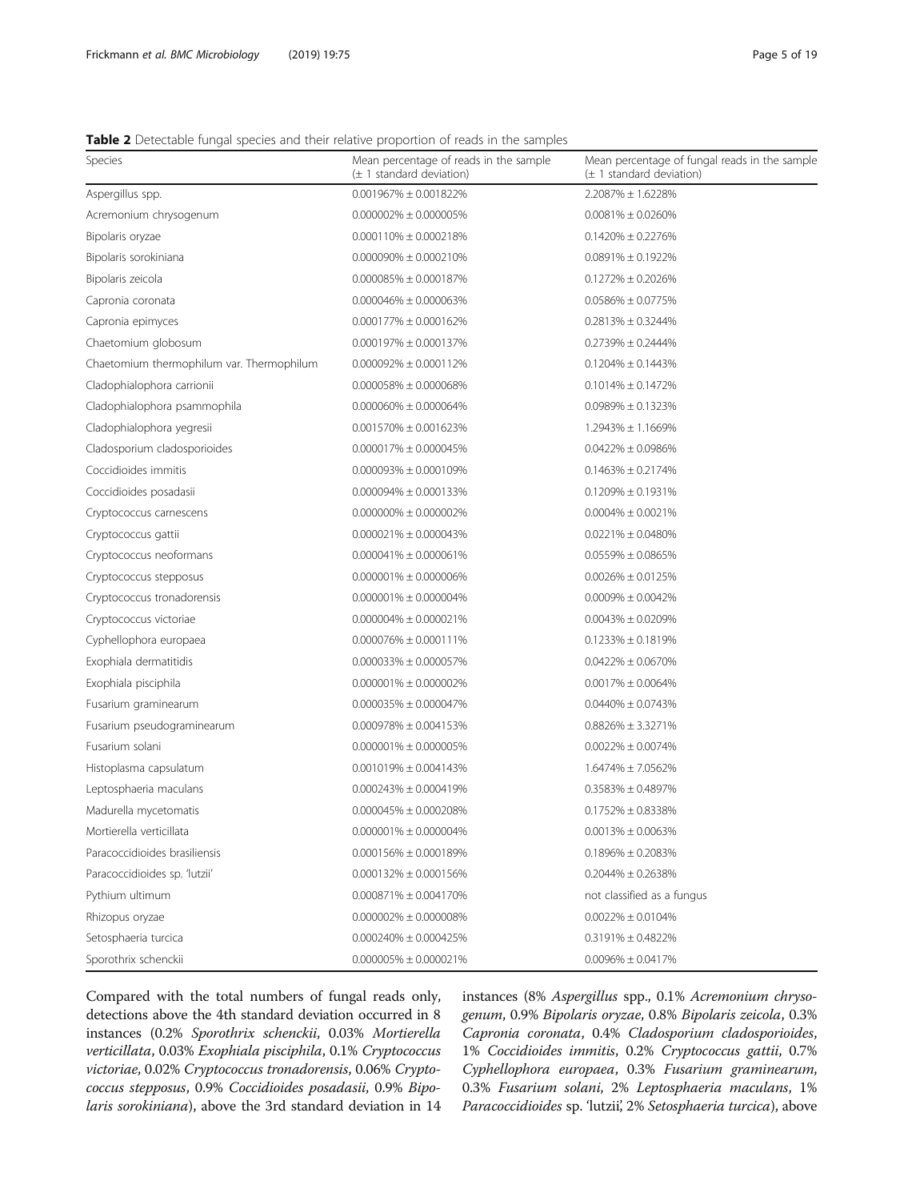**Table 2** Detectable fungal species and their relative proportion of reads in the samples

| Species | Mean percentage of reads in the sample (± 1 standard deviation) | Mean percentage of fungal reads in the sample (± 1 standard deviation) |
|---|---|---|
| Aspergillus spp. | 0.001967% ± 0.001822% | 2.2087% ± 1.6228% |
| Acremonium chrysogenum | 0.000002% ± 0.000005% | 0.0081% ± 0.0260% |
| Bipolaris oryzae | 0.000110% ± 0.000218% | 0.1420% ± 0.2276% |
| Bipolaris sorokiniana | 0.000090% ± 0.000210% | 0.0891% ± 0.1922% |
| Bipolaris zeicola | 0.000085% ± 0.000187% | 0.1272% ± 0.2026% |
| Capronia coronata | 0.000046% ± 0.000063% | 0.0586% ± 0.0775% |
| Capronia epimyces | 0.000177% ± 0.000162% | 0.2813% ± 0.3244% |
| Chaetomium globosum | 0.000197% ± 0.000137% | 0.2739% ± 0.2444% |
| Chaetomium thermophilum var. Thermophilum | 0.000092% ± 0.000112% | 0.1204% ± 0.1443% |
| Cladophialophora carrionii | 0.000058% ± 0.000068% | 0.1014% ± 0.1472% |
| Cladophialophora psammophila | 0.000060% ± 0.000064% | 0.0989% ± 0.1323% |
| Cladophialophora yegresii | 0.001570% ± 0.001623% | 1.2943% ± 1.1669% |
| Cladosporium cladosporioides | 0.000017% ± 0.000045% | 0.0422% ± 0.0986% |
| Coccidioides immitis | 0.000093% ± 0.000109% | 0.1463% ± 0.2174% |
| Coccidioides posadasii | 0.000094% ± 0.000133% | 0.1209% ± 0.1931% |
| Cryptococcus carnescens | 0.000000% ± 0.000002% | 0.0004% ± 0.0021% |
| Cryptococcus gattii | 0.000021% ± 0.000043% | 0.0221% ± 0.0480% |
| Cryptococcus neoformans | 0.000041% ± 0.000061% | 0.0559% ± 0.0865% |
| Cryptococcus stepposus | 0.000001% ± 0.000006% | 0.0026% ± 0.0125% |
| Cryptococcus tronadorensis | 0.000001% ± 0.000004% | 0.0009% ± 0.0042% |
| Cryptococcus victoriae | 0.000004% ± 0.000021% | 0.0043% ± 0.0209% |
| Cyphellophora europaea | 0.000076% ± 0.000111% | 0.1233% ± 0.1819% |
| Exophiala dermatitidis | 0.000033% ± 0.000057% | 0.0422% ± 0.0670% |
| Exophiala pisciphila | 0.000001% ± 0.000002% | 0.0017% ± 0.0064% |
| Fusarium graminearum | 0.000035% ± 0.000047% | 0.0440% ± 0.0743% |
| Fusarium pseudograminearum | 0.000978% ± 0.004153% | 0.8826% ± 3.3271% |
| Fusarium solani | 0.000001% ± 0.000005% | 0.0022% ± 0.0074% |
| Histoplasma capsulatum | 0.001019% ± 0.004143% | 1.6474% ± 7.0562% |
| Leptosphaeria maculans | 0.000243% ± 0.000419% | 0.3583% ± 0.4897% |
| Madurella mycetomatis | 0.000045% ± 0.000208% | 0.1752% ± 0.8338% |
| Mortierella verticillata | 0.000001% ± 0.000004% | 0.0013% ± 0.0063% |
| Paracoccidioides brasiliensis | 0.000156% ± 0.000189% | 0.1896% ± 0.2083% |
| Paracoccidioides sp. 'lutzii' | 0.000132% ± 0.000156% | 0.2044% ± 0.2638% |
| Pythium ultimum | 0.000871% ± 0.004170% | not classified as a fungus |
| Rhizopus oryzae | 0.000002% ± 0.000008% | 0.0022% ± 0.0104% |
| Setosphaeria turcica | 0.000240% ± 0.000425% | 0.3191% ± 0.4822% |
| Sporothrix schenckii | 0.000005% ± 0.000021% | 0.0096% ± 0.0417% |

Compared with the total numbers of fungal reads only, detections above the 4th standard deviation occurred in 8 instances (0.2% *Sporothrix schenckii*, 0.03% *Mortierella verticillata*, 0.03% *Exophiala pisciphila*, 0.1% *Cryptococcus victoriae*, 0.02% *Cryptococcus tronadorensis*, 0.06% *Cryptococcus stepposus*, 0.9% *Coccidioides posadasii*, 0.9% *Bipolaris sorokiniana*), above the 3rd standard deviation in 14 instances (8% *Aspergillus* spp., 0.1% *Acremonium chrysogenum*, 0.9% *Bipolaris oryzae*, 0.8% *Bipolaris zeicola*, 0.3% *Capronia coronata*, 0.4% *Cladosporium cladosporioides*, 1% *Coccidioides immitis*, 0.2% *Cryptococcus gattii*, 0.7% *Cyphellophora europaea*, 0.3% *Fusarium graminearum*, 0.3% *Fusarium solani*, 2% *Leptosphaeria maculans*, 1% *Paracoccidioides* sp. 'lutzii', 2% *Setosphaeria turcica*), above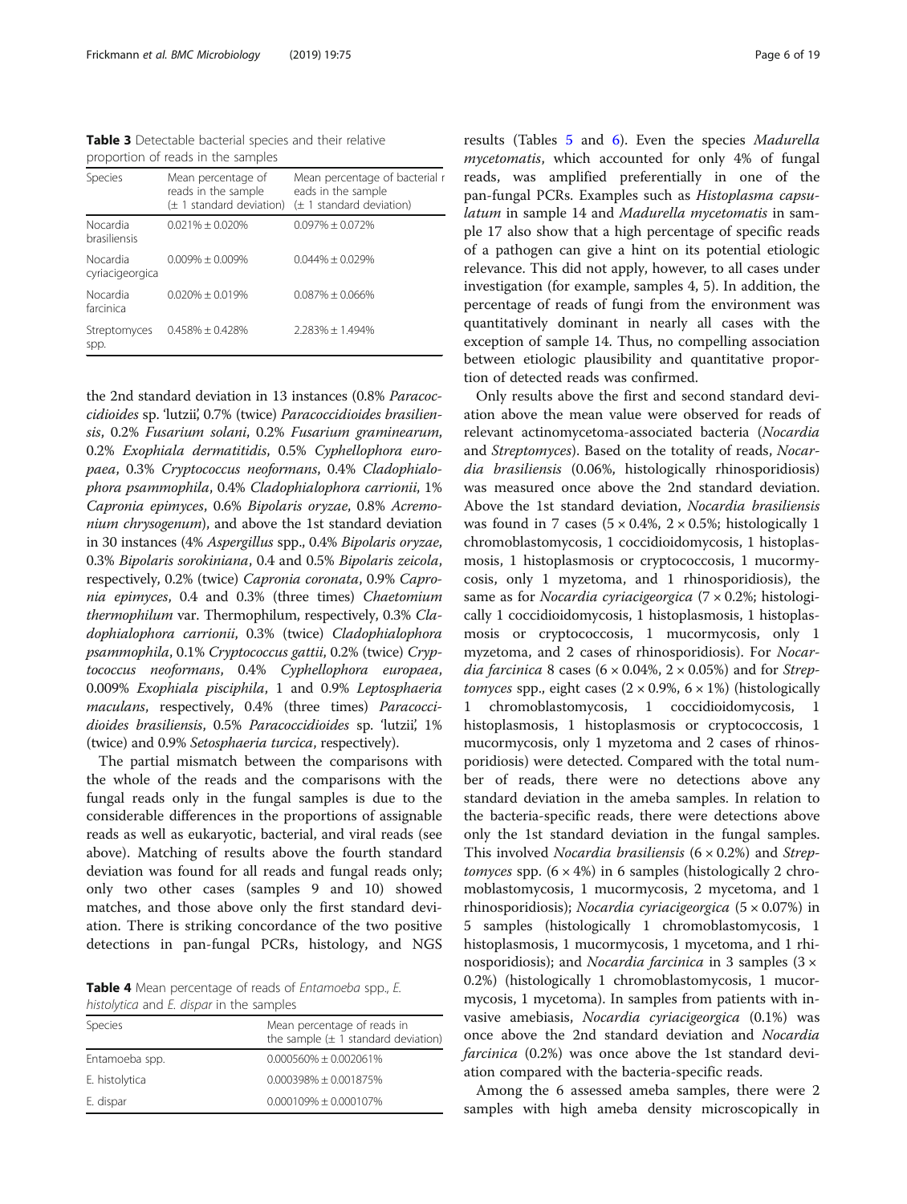**Table 3** Detectable bacterial species and their relative proportion of reads in the samples

| Species | Mean percentage of reads in the sample (± 1 standard deviation) | Mean percentage of bacterial r eads in the sample (± 1 standard deviation) |
|---|---|---|
| Nocardia brasiliensis | 0.021% ± 0.020% | 0.097% ± 0.072% |
| Nocardia cyriacigeorgica | 0.009% ± 0.009% | 0.044% ± 0.029% |
| Nocardia farcinica | 0.020% ± 0.019% | 0.087% ± 0.066% |
| Streptomyces spp. | 0.458% ± 0.428% | 2.283% ± 1.494% |

the 2nd standard deviation in 13 instances (0.8% *Paracoccidioides* sp. 'lutzii', 0.7% (twice) *Paracoccidioides brasiliensis*, 0.2% *Fusarium solani*, 0.2% *Fusarium graminearum*, 0.2% *Exophiala dermatitidis*, 0.5% *Cyphellophora europaea*, 0.3% *Cryptococcus neoformans*, 0.4% *Cladophialophora psammophila*, 0.4% *Cladophialophora carrionii*, 1% *Capronia epimyces*, 0.6% *Bipolaris oryzae*, 0.8% *Acremonium chrysogenum*), and above the 1st standard deviation in 30 instances (4% *Aspergillus* spp., 0.4% *Bipolaris oryzae*, 0.3% *Bipolaris sorokiniana*, 0.4 and 0.5% *Bipolaris zeicola*, respectively, 0.2% (twice) *Capronia coronata*, 0.9% *Capronia epimyces*, 0.4 and 0.3% (three times) *Chaetomium thermophilum* var. Thermophilum, respectively, 0.3% *Cladophialophora carrionii*, 0.3% (twice) *Cladophialophora psammophila*, 0.1% *Cryptococcus gattii*, 0.2% (twice) *Cryptococcus neoformans*, 0.4% *Cyphellophora europaea*, 0.009% *Exophiala pisciphila*, 1 and 0.9% *Leptosphaeria maculans*, respectively, 0.4% (three times) *Paracoccidioides brasiliensis*, 0.5% *Paracoccidioides* sp. 'lutzii', 1% (twice) and 0.9% *Setosphaeria turcica*, respectively).

The partial mismatch between the comparisons with the whole of the reads and the comparisons with the fungal reads only in the fungal samples is due to the considerable differences in the proportions of assignable reads as well as eukaryotic, bacterial, and viral reads (see above). Matching of results above the fourth standard deviation was found for all reads and fungal reads only; only two other cases (samples 9 and 10) showed matches, and those above only the first standard deviation. There is striking concordance of the two positive detections in pan-fungal PCRs, histology, and NGS results (Tables 5 and 6). Even the species *Madurella mycetomatis*, which accounted for only 4% of fungal reads, was amplified preferentially in one of the pan-fungal PCRs. Examples such as *Histoplasma capsulatum* in sample 14 and *Madurella mycetomatis* in sample 17 also show that a high percentage of specific reads of a pathogen can give a hint on its potential etiologic relevance. This did not apply, however, to all cases under investigation (for example, samples 4, 5). In addition, the percentage of reads of fungi from the environment was quantitatively dominant in nearly all cases with the exception of sample 14. Thus, no compelling association between etiologic plausibility and quantitative proportion of detected reads was confirmed.

**Table 4** Mean percentage of reads of *Entamoeba* spp., *E. histolytica* and *E. dispar* in the samples

| Species | Mean percentage of reads in the sample (± 1 standard deviation) |
|---|---|
| Entamoeba spp. | 0.000560% ± 0.002061% |
| E. histolytica | 0.000398% ± 0.001875% |
| E. dispar | 0.000109% ± 0.000107% |

Only results above the first and second standard deviation above the mean value were observed for reads of relevant actinomycetoma-associated bacteria (*Nocardia* and *Streptomyces*). Based on the totality of reads, *Nocardia brasiliensis* (0.06%, histologically rhinosporidiosis) was measured once above the 2nd standard deviation. Above the 1st standard deviation, *Nocardia brasiliensis* was found in 7 cases ($5 \times 0.4\%$, $2 \times 0.5\%$; histologically 1 chromoblastomycosis, 1 coccidioidomycosis, 1 histoplasmosis, 1 histoplasmosis or cryptococcosis, 1 mucormycosis, only 1 myzetoma, and 1 rhinosporidiosis), the same as for *Nocardia cyriacigeorgica* ($7 \times 0.2\%$; histologically 1 coccidioidomycosis, 1 histoplasmosis, 1 histoplasmosis or cryptococcosis, 1 mucormycosis, only 1 myzetoma, and 2 cases of rhinosporidiosis). For *Nocardia farcinica* 8 cases ($6 \times 0.04\%$, $2 \times 0.05\%$) and for *Streptomyces* spp., eight cases ($2 \times 0.9\%$, $6 \times 1\%$) (histologically 1 chromoblastomycosis, 1 coccidioidomycosis, 1 histoplasmosis, 1 histoplasmosis or cryptococcosis, 1 mucormycosis, only 1 myzetoma and 2 cases of rhinosporidiosis) were detected. Compared with the total number of reads, there were no detections above any standard deviation in the ameba samples. In relation to the bacteria-specific reads, there were detections above only the 1st standard deviation in the fungal samples. This involved *Nocardia brasiliensis* ($6 \times 0.2\%$) and *Streptomyces* spp. ($6 \times 4\%$) in 6 samples (histologically 2 chromoblastomycosis, 1 mucormycosis, 2 mycetoma, and 1 rhinosporidiosis); *Nocardia cyriacigeorgica* ($5 \times 0.07\%$) in 5 samples (histologically 1 chromoblastomycosis, 1 histoplasmosis, 1 mucormycosis, 1 mycetoma, and 1 rhinosporidiosis); and *Nocardia farcinica* in 3 samples ($3 \times 0.2\%$) (histologically 1 chromoblastomycosis, 1 mucormycosis, 1 mycetoma). In samples from patients with invasive amebiasis, *Nocardia cyriacigeorgica* (0.1%) was once above the 2nd standard deviation and *Nocardia farcinica* (0.2%) was once above the 1st standard deviation compared with the bacteria-specific reads.

Among the 6 assessed ameba samples, there were 2 samples with high ameba density microscopically in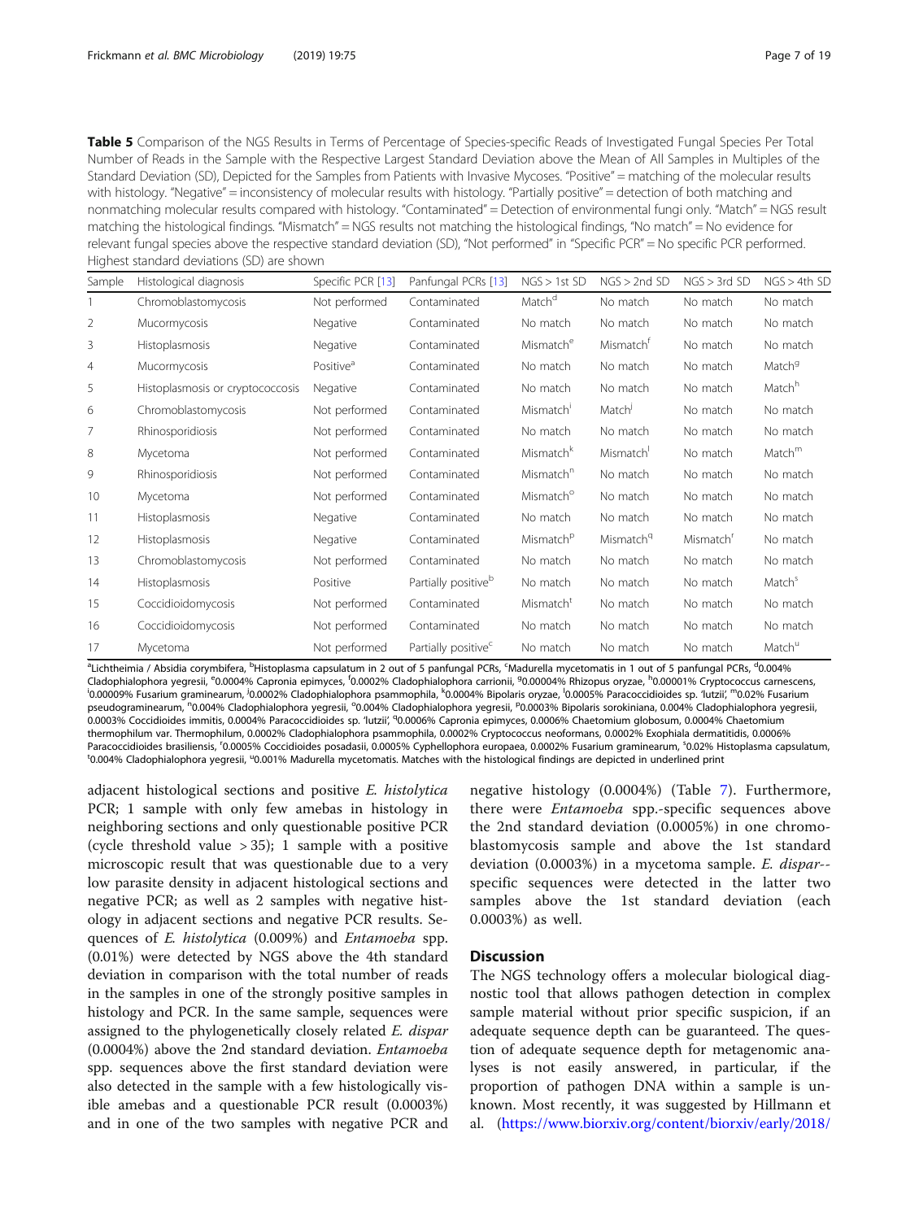**Table 5** Comparison of the NGS Results in Terms of Percentage of Species-specific Reads of Investigated Fungal Species Per Total Number of Reads in the Sample with the Respective Largest Standard Deviation above the Mean of All Samples in Multiples of the Standard Deviation (SD), Depicted for the Samples from Patients with Invasive Mycoses. "Positive" = matching of the molecular results with histology. "Negative" = inconsistency of molecular results with histology. "Partially positive" = detection of both matching and nonmatching molecular results compared with histology. "Contaminated" = Detection of environmental fungi only. "Match" = NGS result matching the histological findings. "Mismatch" = NGS results not matching the histological findings, "No match" = No evidence for relevant fungal species above the respective standard deviation (SD), "Not performed" in "Specific PCR" = No specific PCR performed. Highest standard deviations (SD) are shown

| Sample | Histological diagnosis | Specific PCR [13] | Panfungal PCRs [13] | NGS > 1st SD | NGS > 2nd SD | NGS > 3rd SD | NGS > 4th SD |
|---|---|---|---|---|---|---|---|
| 1 | Chromoblastomycosis | Not performed | Contaminated | Match[d] | No match | No match | No match |
| 2 | Mucormycosis | Negative | Contaminated | No match | No match | No match | No match |
| 3 | Histoplasmosis | Negative | Contaminated | Mismatch[e] | Mismatch[f] | No match | No match |
| 4 | Mucormycosis | Positive[a] | Contaminated | No match | No match | No match | Match[g] |
| 5 | Histoplasmosis or cryptococcosis | Negative | Contaminated | No match | No match | No match | Match[h] |
| 6 | Chromoblastomycosis | Not performed | Contaminated | Mismatch[i] | Match[j] | No match | No match |
| 7 | Rhinosporidiosis | Not performed | Contaminated | No match | No match | No match | No match |
| 8 | Mycetoma | Not performed | Contaminated | Mismatch[k] | Mismatch[l] | No match | Match[m] |
| 9 | Rhinosporidiosis | Not performed | Contaminated | Mismatch[n] | No match | No match | No match |
| 10 | Mycetoma | Not performed | Contaminated | Mismatch[o] | No match | No match | No match |
| 11 | Histoplasmosis | Negative | Contaminated | No match | No match | No match | No match |
| 12 | Histoplasmosis | Negative | Contaminated | Mismatch[p] | Mismatch[q] | Mismatch[r] | No match |
| 13 | Chromoblastomycosis | Not performed | Contaminated | No match | No match | No match | No match |
| 14 | Histoplasmosis | Positive | Partially positive[b] | No match | No match | No match | Match[s] |
| 15 | Coccidioidomycosis | Not performed | Contaminated | Mismatch[t] | No match | No match | No match |
| 16 | Coccidioidomycosis | Not performed | Contaminated | No match | No match | No match | No match |
| 17 | Mycetoma | Not performed | Partially positive[c] | No match | No match | No match | Match[u] |

[a]Lichtheimia / Absidia corymbifera, [b]Histoplasma capsulatum in 2 out of 5 panfungal PCRs, [c]Madurella mycetomatis in 1 out of 5 panfungal PCRs, [d]0.004% Cladophialophora yegresii, [e]0.0004% Capronia epimyces, [f]0.0002% Cladophialophora carrionii, [g]0.00004% Rhizopus oryzae, [h]0.00001% Cryptococcus carnescens, [i]0.00009% Fusarium graminearum, [j]0.0002% Cladophialophora psammophila, [k]0.0004% Bipolaris oryzae, [l]0.0005% Paracoccidioides sp. 'lutzii', [m]0.02% Fusarium pseudograminearum, [n]0.004% Cladophialophora yegresii, [o]0.004% Cladophialophora yegresii, [p]0.0003% Bipolaris sorokiniana, 0.004% Cladophialophora yegresii, 0.0003% Coccidioides immitis, 0.0004% Paracoccidioides sp. 'lutzii', [q]0.0006% Capronia epimyces, 0.0006% Chaetomium globosum, 0.0004% Chaetomium thermophilum var. Thermophilum, 0.0002% Cladophialophora psammophila, 0.0002% Cryptococcus neoformans, 0.0002% Exophiala dermatitidis, 0.0006% Paracoccidioides brasiliensis, [r]0.0005% Coccidioides posadasii, 0.0005% Cyphellophora europaea, 0.0002% Fusarium graminearum, [s]0.02% Histoplasma capsulatum, [t]0.004% Cladophialophora yegresii, [u]0.001% Madurella mycetomatis. Matches with the histological findings are depicted in underlined print

adjacent histological sections and positive *E. histolytica* PCR; 1 sample with only few amebas in histology in neighboring sections and only questionable positive PCR (cycle threshold value > 35); 1 sample with a positive microscopic result that was questionable due to a very low parasite density in adjacent histological sections and negative PCR; as well as 2 samples with negative histology in adjacent sections and negative PCR results. Sequences of *E. histolytica* (0.009%) and *Entamoeba* spp. (0.01%) were detected by NGS above the 4th standard deviation in comparison with the total number of reads in the samples in one of the strongly positive samples in histology and PCR. In the same sample, sequences were assigned to the phylogenetically closely related *E. dispar* (0.0004%) above the 2nd standard deviation. *Entamoeba* spp. sequences above the first standard deviation were also detected in the sample with a few histologically visible amebas and a questionable PCR result (0.0003%) and in one of the two samples with negative PCR and negative histology (0.0004%) (Table 7). Furthermore, there were *Entamoeba* spp.-specific sequences above the 2nd standard deviation (0.0005%) in one chromoblastomycosis sample and above the 1st standard deviation (0.0003%) in a mycetoma sample. *E. dispar*-specific sequences were detected in the latter two samples above the 1st standard deviation (each 0.0003%) as well.

## Discussion

The NGS technology offers a molecular biological diagnostic tool that allows pathogen detection in complex sample material without prior specific suspicion, if an adequate sequence depth can be guaranteed. The question of adequate sequence depth for metagenomic analyses is not easily answered, in particular, if the proportion of pathogen DNA within a sample is unknown. Most recently, it was suggested by Hillmann et al. (https://www.biorxiv.org/content/biorxiv/early/2018/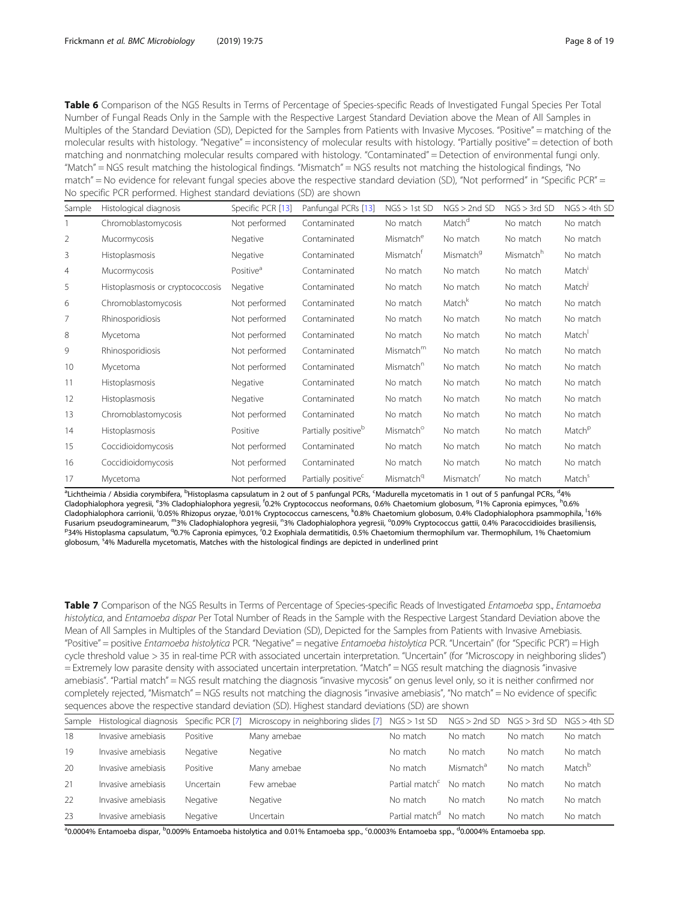**Table 6** Comparison of the NGS Results in Terms of Percentage of Species-specific Reads of Investigated Fungal Species Per Total Number of Fungal Reads Only in the Sample with the Respective Largest Standard Deviation above the Mean of All Samples in Multiples of the Standard Deviation (SD), Depicted for the Samples from Patients with Invasive Mycoses. "Positive" = matching of the molecular results with histology. "Negative" = inconsistency of molecular results with histology. "Partially positive" = detection of both matching and nonmatching molecular results compared with histology. "Contaminated" = Detection of environmental fungi only. "Match" = NGS result matching the histological findings. "Mismatch" = NGS results not matching the histological findings, "No match" = No evidence for relevant fungal species above the respective standard deviation (SD), "Not performed" in "Specific PCR" = No specific PCR performed. Highest standard deviations (SD) are shown

| Sample | Histological diagnosis | Specific PCR [13] | Panfungal PCRs [13] | NGS > 1st SD | NGS > 2nd SD | NGS > 3rd SD | NGS > 4th SD |
|---|---|---|---|---|---|---|---|
| 1 | Chromoblastomycosis | Not performed | Contaminated | No match | Match[d] | No match | No match |
| 2 | Mucormycosis | Negative | Contaminated | Mismatch[e] | No match | No match | No match |
| 3 | Histoplasmosis | Negative | Contaminated | Mismatch[f] | Mismatch[g] | Mismatch[h] | No match |
| 4 | Mucormycosis | Positive[a] | Contaminated | No match | No match | No match | Match[i] |
| 5 | Histoplasmosis or cryptococcosis | Negative | Contaminated | No match | No match | No match | Match[j] |
| 6 | Chromoblastomycosis | Not performed | Contaminated | No match | Match[k] | No match | No match |
| 7 | Rhinosporidiosis | Not performed | Contaminated | No match | No match | No match | No match |
| 8 | Mycetoma | Not performed | Contaminated | No match | No match | No match | Match[l] |
| 9 | Rhinosporidiosis | Not performed | Contaminated | Mismatch[m] | No match | No match | No match |
| 10 | Mycetoma | Not performed | Contaminated | Mismatch[n] | No match | No match | No match |
| 11 | Histoplasmosis | Negative | Contaminated | No match | No match | No match | No match |
| 12 | Histoplasmosis | Negative | Contaminated | No match | No match | No match | No match |
| 13 | Chromoblastomycosis | Not performed | Contaminated | No match | No match | No match | No match |
| 14 | Histoplasmosis | Positive | Partially positive[b] | Mismatch[o] | No match | No match | Match[p] |
| 15 | Coccidioidomycosis | Not performed | Contaminated | No match | No match | No match | No match |
| 16 | Coccidioidomycosis | Not performed | Contaminated | No match | No match | No match | No match |
| 17 | Mycetoma | Not performed | Partially positive[c] | Mismatch[q] | Mismatch[r] | No match | Match[s] |

[a]Lichtheimia / Absidia corymbifera, [b]Histoplasma capsulatum in 2 out of 5 panfungal PCRs, [c]Madurella mycetomatis in 1 out of 5 panfungal PCRs, [d]4% Cladophialophora yegresii, [e]3% Cladophialophora yegresii, [f]0.2% Cryptococcus neoformans, 0.6% Chaetomium globosum, [g]1% Capronia epimyces, [h]0.6% Cladophialophora carrionii, [i]0.05% Rhizopus oryzae, [j]0.01% Cryptococcus carnescens, [k]0.8% Chaetomium globosum, 0.4% Cladophialophora psammophila, [l]16% Fusarium pseudograminearum, [m]3% Cladophialophora yegresii, [n]3% Cladophialophora yegresii, [o]0.09% Cryptococcus gattii, 0.4% Paracoccidioides brasiliensis, [p]34% Histoplasma capsulatum, [q]0.7% Capronia epimyces, [r]0.2 Exophiala dermatitidis, 0.5% Chaetomium thermophilum var. Thermophilum, 1% Chaetomium globosum, [s]4% Madurella mycetomatis, Matches with the histological findings are depicted in underlined print

**Table 7** Comparison of the NGS Results in Terms of Percentage of Species-specific Reads of Investigated *Entamoeba* spp., *Entamoeba histolytica*, and *Entamoeba dispar* Per Total Number of Reads in the Sample with the Respective Largest Standard Deviation above the Mean of All Samples in Multiples of the Standard Deviation (SD), Depicted for the Samples from Patients with Invasive Amebiasis. "Positive" = positive *Entamoeba histolytica* PCR. "Negative" = negative *Entamoeba histolytica* PCR. "Uncertain" (for "Specific PCR") = High cycle threshold value > 35 in real-time PCR with associated uncertain interpretation. "Uncertain" (for "Microscopy in neighboring slides") = Extremely low parasite density with associated uncertain interpretation. "Match" = NGS result matching the diagnosis "invasive amebiasis". "Partial match" = NGS result matching the diagnosis "invasive mycosis" on genus level only, so it is neither confirmed nor completely rejected, "Mismatch" = NGS results not matching the diagnosis "invasive amebiasis", "No match" = No evidence of specific sequences above the respective standard deviation (SD). Highest standard deviations (SD) are shown

| Sample | Histological diagnosis | Specific PCR [7] | Microscopy in neighboring slides [7] | NGS > 1st SD | NGS > 2nd SD | NGS > 3rd SD | NGS > 4th SD |
|---|---|---|---|---|---|---|---|
| 18 | Invasive amebiasis | Positive | Many amebae | No match | No match | No match | No match |
| 19 | Invasive amebiasis | Negative | Negative | No match | No match | No match | No match |
| 20 | Invasive amebiasis | Positive | Many amebae | No match | Mismatch[a] | No match | Match[b] |
| 21 | Invasive amebiasis | Uncertain | Few amebae | Partial match[c] | No match | No match | No match |
| 22 | Invasive amebiasis | Negative | Negative | No match | No match | No match | No match |
| 23 | Invasive amebiasis | Negative | Uncertain | Partial match[d] | No match | No match | No match |

[a]0.0004% Entamoeba dispar, [b]0.009% Entamoeba histolytica and 0.01% Entamoeba spp., [c]0.0003% Entamoeba spp., [d]0.0004% Entamoeba spp.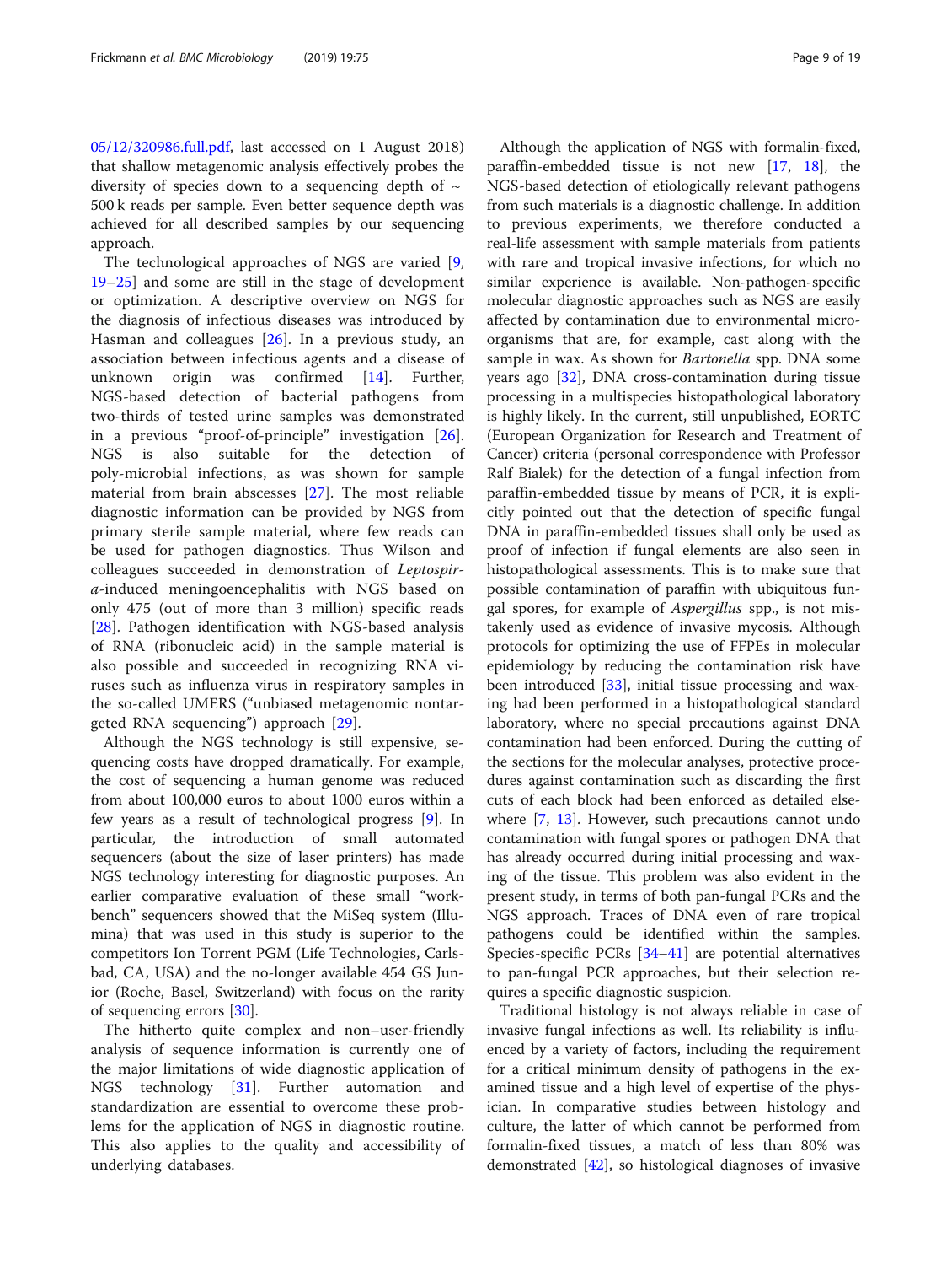05/12/320986.full.pdf, last accessed on 1 August 2018) that shallow metagenomic analysis effectively probes the diversity of species down to a sequencing depth of ~ 500 k reads per sample. Even better sequence depth was achieved for all described samples by our sequencing approach.

The technological approaches of NGS are varied [9, 19–25] and some are still in the stage of development or optimization. A descriptive overview on NGS for the diagnosis of infectious diseases was introduced by Hasman and colleagues [26]. In a previous study, an association between infectious agents and a disease of unknown origin was confirmed [14]. Further, NGS-based detection of bacterial pathogens from two-thirds of tested urine samples was demonstrated in a previous "proof-of-principle" investigation [26]. NGS is also suitable for the detection of poly-microbial infections, as was shown for sample material from brain abscesses [27]. The most reliable diagnostic information can be provided by NGS from primary sterile sample material, where few reads can be used for pathogen diagnostics. Thus Wilson and colleagues succeeded in demonstration of *Leptospira*-induced meningoencephalitis with NGS based on only 475 (out of more than 3 million) specific reads [28]. Pathogen identification with NGS-based analysis of RNA (ribonucleic acid) in the sample material is also possible and succeeded in recognizing RNA viruses such as influenza virus in respiratory samples in the so-called UMERS ("unbiased metagenomic nontargeted RNA sequencing") approach [29].

Although the NGS technology is still expensive, sequencing costs have dropped dramatically. For example, the cost of sequencing a human genome was reduced from about 100,000 euros to about 1000 euros within a few years as a result of technological progress [9]. In particular, the introduction of small automated sequencers (about the size of laser printers) has made NGS technology interesting for diagnostic purposes. An earlier comparative evaluation of these small "workbench" sequencers showed that the MiSeq system (Illumina) that was used in this study is superior to the competitors Ion Torrent PGM (Life Technologies, Carlsbad, CA, USA) and the no-longer available 454 GS Junior (Roche, Basel, Switzerland) with focus on the rarity of sequencing errors [30].

The hitherto quite complex and non–user-friendly analysis of sequence information is currently one of the major limitations of wide diagnostic application of NGS technology [31]. Further automation and standardization are essential to overcome these problems for the application of NGS in diagnostic routine. This also applies to the quality and accessibility of underlying databases.

Although the application of NGS with formalin-fixed, paraffin-embedded tissue is not new [17, 18], the NGS-based detection of etiologically relevant pathogens from such materials is a diagnostic challenge. In addition to previous experiments, we therefore conducted a real-life assessment with sample materials from patients with rare and tropical invasive infections, for which no similar experience is available. Non-pathogen-specific molecular diagnostic approaches such as NGS are easily affected by contamination due to environmental microorganisms that are, for example, cast along with the sample in wax. As shown for *Bartonella* spp. DNA some years ago [32], DNA cross-contamination during tissue processing in a multispecies histopathological laboratory is highly likely. In the current, still unpublished, EORTC (European Organization for Research and Treatment of Cancer) criteria (personal correspondence with Professor Ralf Bialek) for the detection of a fungal infection from paraffin-embedded tissue by means of PCR, it is explicitly pointed out that the detection of specific fungal DNA in paraffin-embedded tissues shall only be used as proof of infection if fungal elements are also seen in histopathological assessments. This is to make sure that possible contamination of paraffin with ubiquitous fungal spores, for example of *Aspergillus* spp., is not mistakenly used as evidence of invasive mycosis. Although protocols for optimizing the use of FFPEs in molecular epidemiology by reducing the contamination risk have been introduced [33], initial tissue processing and waxing had been performed in a histopathological standard laboratory, where no special precautions against DNA contamination had been enforced. During the cutting of the sections for the molecular analyses, protective procedures against contamination such as discarding the first cuts of each block had been enforced as detailed elsewhere [7, 13]. However, such precautions cannot undo contamination with fungal spores or pathogen DNA that has already occurred during initial processing and waxing of the tissue. This problem was also evident in the present study, in terms of both pan-fungal PCRs and the NGS approach. Traces of DNA even of rare tropical pathogens could be identified within the samples. Species-specific PCRs [34–41] are potential alternatives to pan-fungal PCR approaches, but their selection requires a specific diagnostic suspicion.

Traditional histology is not always reliable in case of invasive fungal infections as well. Its reliability is influenced by a variety of factors, including the requirement for a critical minimum density of pathogens in the examined tissue and a high level of expertise of the physician. In comparative studies between histology and culture, the latter of which cannot be performed from formalin-fixed tissues, a match of less than 80% was demonstrated [42], so histological diagnoses of invasive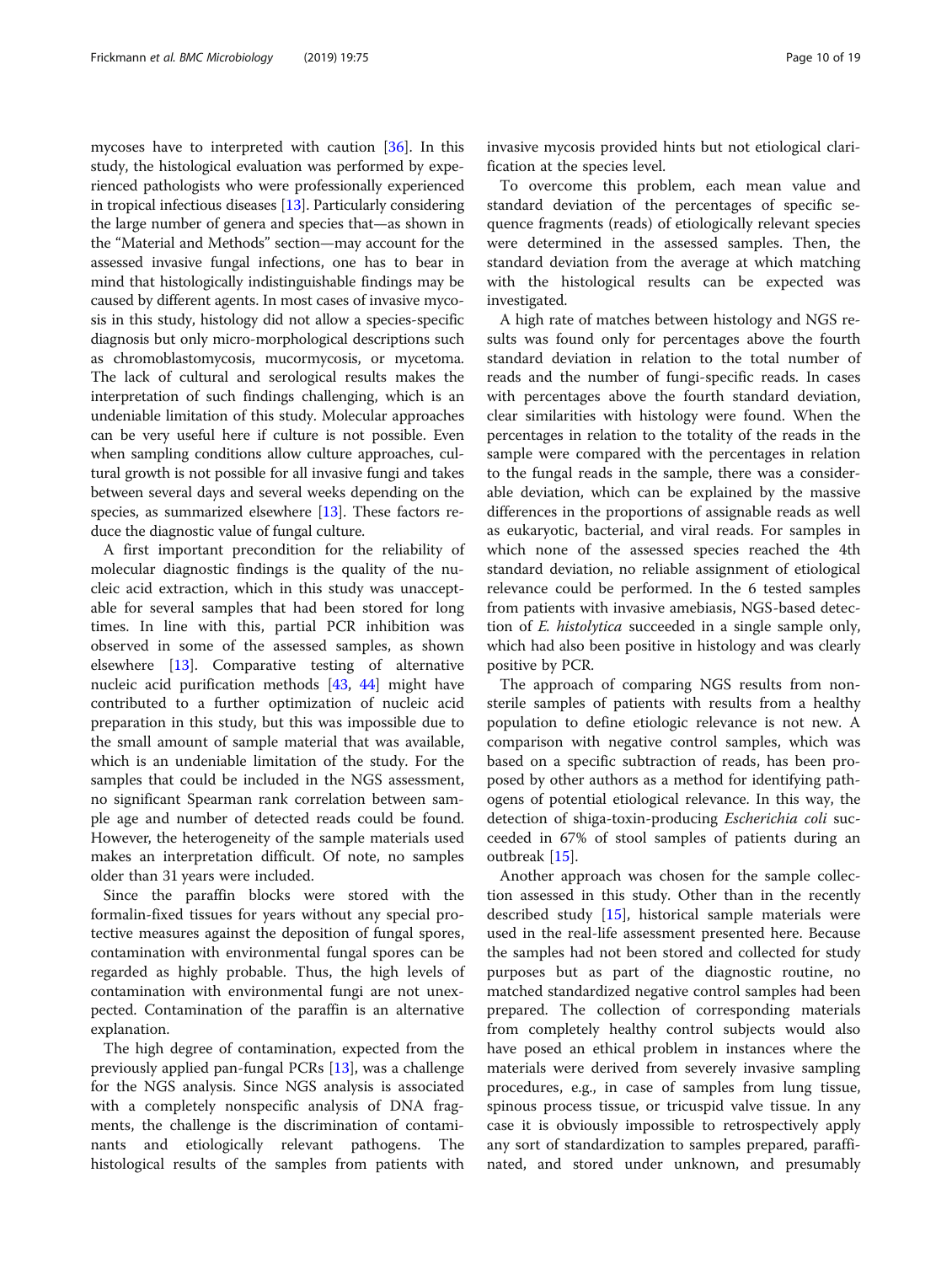mycoses have to interpreted with caution [36]. In this study, the histological evaluation was performed by experienced pathologists who were professionally experienced in tropical infectious diseases [13]. Particularly considering the large number of genera and species that—as shown in the "Material and Methods" section—may account for the assessed invasive fungal infections, one has to bear in mind that histologically indistinguishable findings may be caused by different agents. In most cases of invasive mycosis in this study, histology did not allow a species-specific diagnosis but only micro-morphological descriptions such as chromoblastomycosis, mucormycosis, or mycetoma. The lack of cultural and serological results makes the interpretation of such findings challenging, which is an undeniable limitation of this study. Molecular approaches can be very useful here if culture is not possible. Even when sampling conditions allow culture approaches, cultural growth is not possible for all invasive fungi and takes between several days and several weeks depending on the species, as summarized elsewhere [13]. These factors reduce the diagnostic value of fungal culture.

A first important precondition for the reliability of molecular diagnostic findings is the quality of the nucleic acid extraction, which in this study was unacceptable for several samples that had been stored for long times. In line with this, partial PCR inhibition was observed in some of the assessed samples, as shown elsewhere [13]. Comparative testing of alternative nucleic acid purification methods [43, 44] might have contributed to a further optimization of nucleic acid preparation in this study, but this was impossible due to the small amount of sample material that was available, which is an undeniable limitation of the study. For the samples that could be included in the NGS assessment, no significant Spearman rank correlation between sample age and number of detected reads could be found. However, the heterogeneity of the sample materials used makes an interpretation difficult. Of note, no samples older than 31 years were included.

Since the paraffin blocks were stored with the formalin-fixed tissues for years without any special protective measures against the deposition of fungal spores, contamination with environmental fungal spores can be regarded as highly probable. Thus, the high levels of contamination with environmental fungi are not unexpected. Contamination of the paraffin is an alternative explanation.

The high degree of contamination, expected from the previously applied pan-fungal PCRs [13], was a challenge for the NGS analysis. Since NGS analysis is associated with a completely nonspecific analysis of DNA fragments, the challenge is the discrimination of contaminants and etiologically relevant pathogens. The histological results of the samples from patients with invasive mycosis provided hints but not etiological clarification at the species level.

To overcome this problem, each mean value and standard deviation of the percentages of specific sequence fragments (reads) of etiologically relevant species were determined in the assessed samples. Then, the standard deviation from the average at which matching with the histological results can be expected was investigated.

A high rate of matches between histology and NGS results was found only for percentages above the fourth standard deviation in relation to the total number of reads and the number of fungi-specific reads. In cases with percentages above the fourth standard deviation, clear similarities with histology were found. When the percentages in relation to the totality of the reads in the sample were compared with the percentages in relation to the fungal reads in the sample, there was a considerable deviation, which can be explained by the massive differences in the proportions of assignable reads as well as eukaryotic, bacterial, and viral reads. For samples in which none of the assessed species reached the 4th standard deviation, no reliable assignment of etiological relevance could be performed. In the 6 tested samples from patients with invasive amebiasis, NGS-based detection of *E. histolytica* succeeded in a single sample only, which had also been positive in histology and was clearly positive by PCR.

The approach of comparing NGS results from non-sterile samples of patients with results from a healthy population to define etiologic relevance is not new. A comparison with negative control samples, which was based on a specific subtraction of reads, has been proposed by other authors as a method for identifying pathogens of potential etiological relevance. In this way, the detection of shiga-toxin-producing *Escherichia coli* succeeded in 67% of stool samples of patients during an outbreak [15].

Another approach was chosen for the sample collection assessed in this study. Other than in the recently described study [15], historical sample materials were used in the real-life assessment presented here. Because the samples had not been stored and collected for study purposes but as part of the diagnostic routine, no matched standardized negative control samples had been prepared. The collection of corresponding materials from completely healthy control subjects would also have posed an ethical problem in instances where the materials were derived from severely invasive sampling procedures, e.g., in case of samples from lung tissue, spinous process tissue, or tricuspid valve tissue. In any case it is obviously impossible to retrospectively apply any sort of standardization to samples prepared, paraffinated, and stored under unknown, and presumably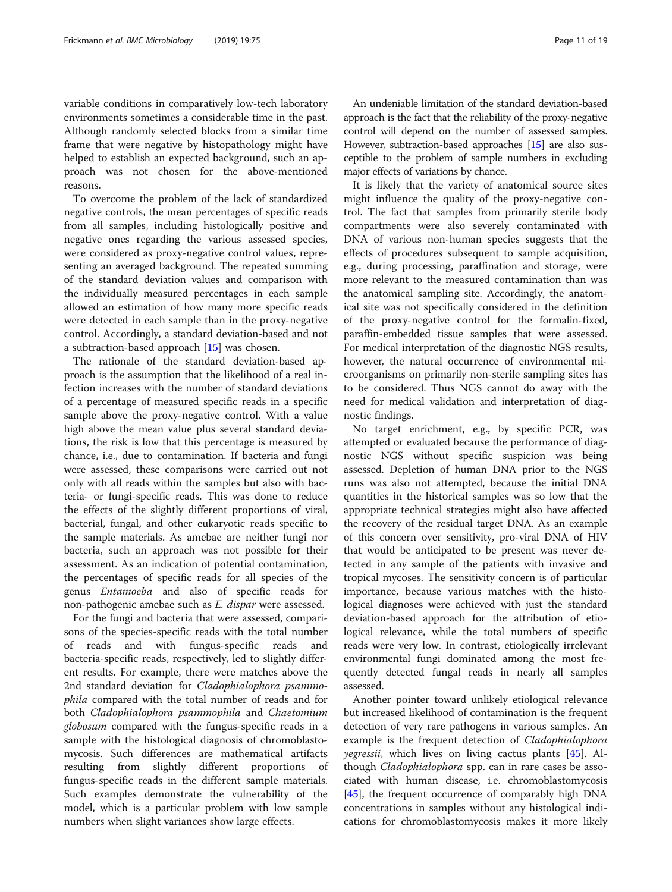variable conditions in comparatively low-tech laboratory environments sometimes a considerable time in the past. Although randomly selected blocks from a similar time frame that were negative by histopathology might have helped to establish an expected background, such an approach was not chosen for the above-mentioned reasons.

To overcome the problem of the lack of standardized negative controls, the mean percentages of specific reads from all samples, including histologically positive and negative ones regarding the various assessed species, were considered as proxy-negative control values, representing an averaged background. The repeated summing of the standard deviation values and comparison with the individually measured percentages in each sample allowed an estimation of how many more specific reads were detected in each sample than in the proxy-negative control. Accordingly, a standard deviation-based and not a subtraction-based approach [15] was chosen.

The rationale of the standard deviation-based approach is the assumption that the likelihood of a real infection increases with the number of standard deviations of a percentage of measured specific reads in a specific sample above the proxy-negative control. With a value high above the mean value plus several standard deviations, the risk is low that this percentage is measured by chance, i.e., due to contamination. If bacteria and fungi were assessed, these comparisons were carried out not only with all reads within the samples but also with bacteria- or fungi-specific reads. This was done to reduce the effects of the slightly different proportions of viral, bacterial, fungal, and other eukaryotic reads specific to the sample materials. As amebae are neither fungi nor bacteria, such an approach was not possible for their assessment. As an indication of potential contamination, the percentages of specific reads for all species of the genus *Entamoeba* and also of specific reads for non-pathogenic amebae such as *E. dispar* were assessed.

For the fungi and bacteria that were assessed, comparisons of the species-specific reads with the total number of reads and with fungus-specific reads and bacteria-specific reads, respectively, led to slightly different results. For example, there were matches above the 2nd standard deviation for *Cladophialophora psammophila* compared with the total number of reads and for both *Cladophialophora psammophila* and *Chaetomium globosum* compared with the fungus-specific reads in a sample with the histological diagnosis of chromoblastomycosis. Such differences are mathematical artifacts resulting from slightly different proportions of fungus-specific reads in the different sample materials. Such examples demonstrate the vulnerability of the model, which is a particular problem with low sample numbers when slight variances show large effects.

An undeniable limitation of the standard deviation-based approach is the fact that the reliability of the proxy-negative control will depend on the number of assessed samples. However, subtraction-based approaches [15] are also susceptible to the problem of sample numbers in excluding major effects of variations by chance.

It is likely that the variety of anatomical source sites might influence the quality of the proxy-negative control. The fact that samples from primarily sterile body compartments were also severely contaminated with DNA of various non-human species suggests that the effects of procedures subsequent to sample acquisition, e.g., during processing, paraffination and storage, were more relevant to the measured contamination than was the anatomical sampling site. Accordingly, the anatomical site was not specifically considered in the definition of the proxy-negative control for the formalin-fixed, paraffin-embedded tissue samples that were assessed. For medical interpretation of the diagnostic NGS results, however, the natural occurrence of environmental microorganisms on primarily non-sterile sampling sites has to be considered. Thus NGS cannot do away with the need for medical validation and interpretation of diagnostic findings.

No target enrichment, e.g., by specific PCR, was attempted or evaluated because the performance of diagnostic NGS without specific suspicion was being assessed. Depletion of human DNA prior to the NGS runs was also not attempted, because the initial DNA quantities in the historical samples was so low that the appropriate technical strategies might also have affected the recovery of the residual target DNA. As an example of this concern over sensitivity, pro-viral DNA of HIV that would be anticipated to be present was never detected in any sample of the patients with invasive and tropical mycoses. The sensitivity concern is of particular importance, because various matches with the histological diagnoses were achieved with just the standard deviation-based approach for the attribution of etiological relevance, while the total numbers of specific reads were very low. In contrast, etiologically irrelevant environmental fungi dominated among the most frequently detected fungal reads in nearly all samples assessed.

Another pointer toward unlikely etiological relevance but increased likelihood of contamination is the frequent detection of very rare pathogens in various samples. An example is the frequent detection of *Cladophialophora yegressii*, which lives on living cactus plants [45]. Although *Cladophialophora* spp. can in rare cases be associated with human disease, i.e. chromoblastomycosis [45], the frequent occurrence of comparably high DNA concentrations in samples without any histological indications for chromoblastomycosis makes it more likely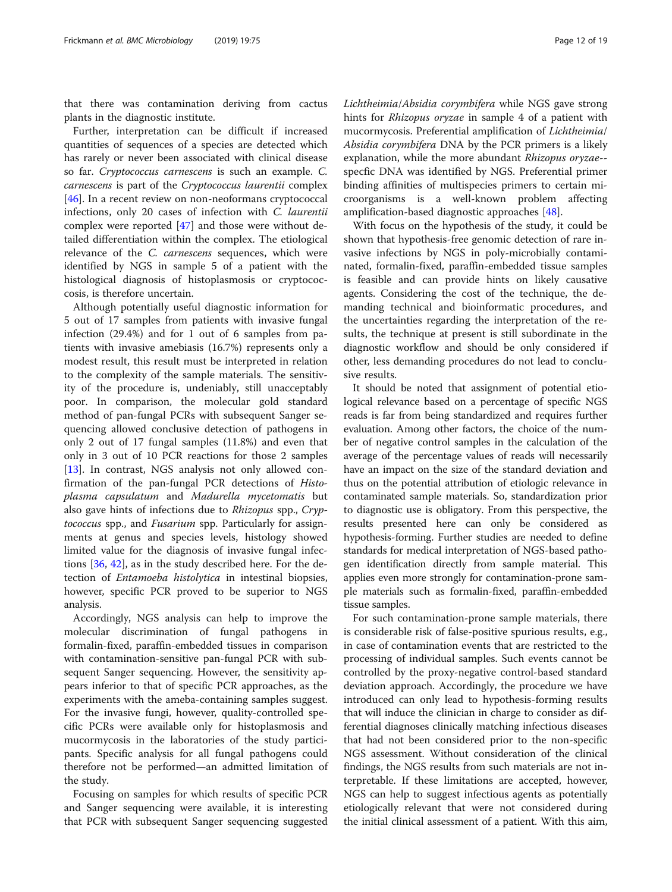that there was contamination deriving from cactus plants in the diagnostic institute.

Further, interpretation can be difficult if increased quantities of sequences of a species are detected which has rarely or never been associated with clinical disease so far. *Cryptococcus carnescens* is such an example. *C. carnescens* is part of the *Cryptococcus laurentii* complex [46]. In a recent review on non-neoformans cryptococcal infections, only 20 cases of infection with *C. laurentii* complex were reported [47] and those were without detailed differentiation within the complex. The etiological relevance of the *C. carnescens* sequences, which were identified by NGS in sample 5 of a patient with the histological diagnosis of histoplasmosis or cryptococcosis, is therefore uncertain.

Although potentially useful diagnostic information for 5 out of 17 samples from patients with invasive fungal infection (29.4%) and for 1 out of 6 samples from patients with invasive amebiasis (16.7%) represents only a modest result, this result must be interpreted in relation to the complexity of the sample materials. The sensitivity of the procedure is, undeniably, still unacceptably poor. In comparison, the molecular gold standard method of pan-fungal PCRs with subsequent Sanger sequencing allowed conclusive detection of pathogens in only 2 out of 17 fungal samples (11.8%) and even that only in 3 out of 10 PCR reactions for those 2 samples [13]. In contrast, NGS analysis not only allowed confirmation of the pan-fungal PCR detections of *Histoplasma capsulatum* and *Madurella mycetomatis* but also gave hints of infections due to *Rhizopus* spp., *Cryptococcus* spp., and *Fusarium* spp. Particularly for assignments at genus and species levels, histology showed limited value for the diagnosis of invasive fungal infections [36, 42], as in the study described here. For the detection of *Entamoeba histolytica* in intestinal biopsies, however, specific PCR proved to be superior to NGS analysis.

Accordingly, NGS analysis can help to improve the molecular discrimination of fungal pathogens in formalin-fixed, paraffin-embedded tissues in comparison with contamination-sensitive pan-fungal PCR with subsequent Sanger sequencing. However, the sensitivity appears inferior to that of specific PCR approaches, as the experiments with the ameba-containing samples suggest. For the invasive fungi, however, quality-controlled specific PCRs were available only for histoplasmosis and mucormycosis in the laboratories of the study participants. Specific analysis for all fungal pathogens could therefore not be performed—an admitted limitation of the study.

Focusing on samples for which results of specific PCR and Sanger sequencing were available, it is interesting that PCR with subsequent Sanger sequencing suggested *Lichtheimia*/*Absidia corymbifera* while NGS gave strong hints for *Rhizopus oryzae* in sample 4 of a patient with mucormycosis. Preferential amplification of *Lichtheimia*/*Absidia corymbifera* DNA by the PCR primers is a likely explanation, while the more abundant *Rhizopus oryzae*--specfic DNA was identified by NGS. Preferential primer binding affinities of multispecies primers to certain microorganisms is a well-known problem affecting amplification-based diagnostic approaches [48].

With focus on the hypothesis of the study, it could be shown that hypothesis-free genomic detection of rare invasive infections by NGS in poly-microbially contaminated, formalin-fixed, paraffin-embedded tissue samples is feasible and can provide hints on likely causative agents. Considering the cost of the technique, the demanding technical and bioinformatic procedures, and the uncertainties regarding the interpretation of the results, the technique at present is still subordinate in the diagnostic workflow and should be only considered if other, less demanding procedures do not lead to conclusive results.

It should be noted that assignment of potential etiological relevance based on a percentage of specific NGS reads is far from being standardized and requires further evaluation. Among other factors, the choice of the number of negative control samples in the calculation of the average of the percentage values of reads will necessarily have an impact on the size of the standard deviation and thus on the potential attribution of etiologic relevance in contaminated sample materials. So, standardization prior to diagnostic use is obligatory. From this perspective, the results presented here can only be considered as hypothesis-forming. Further studies are needed to define standards for medical interpretation of NGS-based pathogen identification directly from sample material. This applies even more strongly for contamination-prone sample materials such as formalin-fixed, paraffin-embedded tissue samples.

For such contamination-prone sample materials, there is considerable risk of false-positive spurious results, e.g., in case of contamination events that are restricted to the processing of individual samples. Such events cannot be controlled by the proxy-negative control-based standard deviation approach. Accordingly, the procedure we have introduced can only lead to hypothesis-forming results that will induce the clinician in charge to consider as differential diagnoses clinically matching infectious diseases that had not been considered prior to the non-specific NGS assessment. Without consideration of the clinical findings, the NGS results from such materials are not interpretable. If these limitations are accepted, however, NGS can help to suggest infectious agents as potentially etiologically relevant that were not considered during the initial clinical assessment of a patient. With this aim,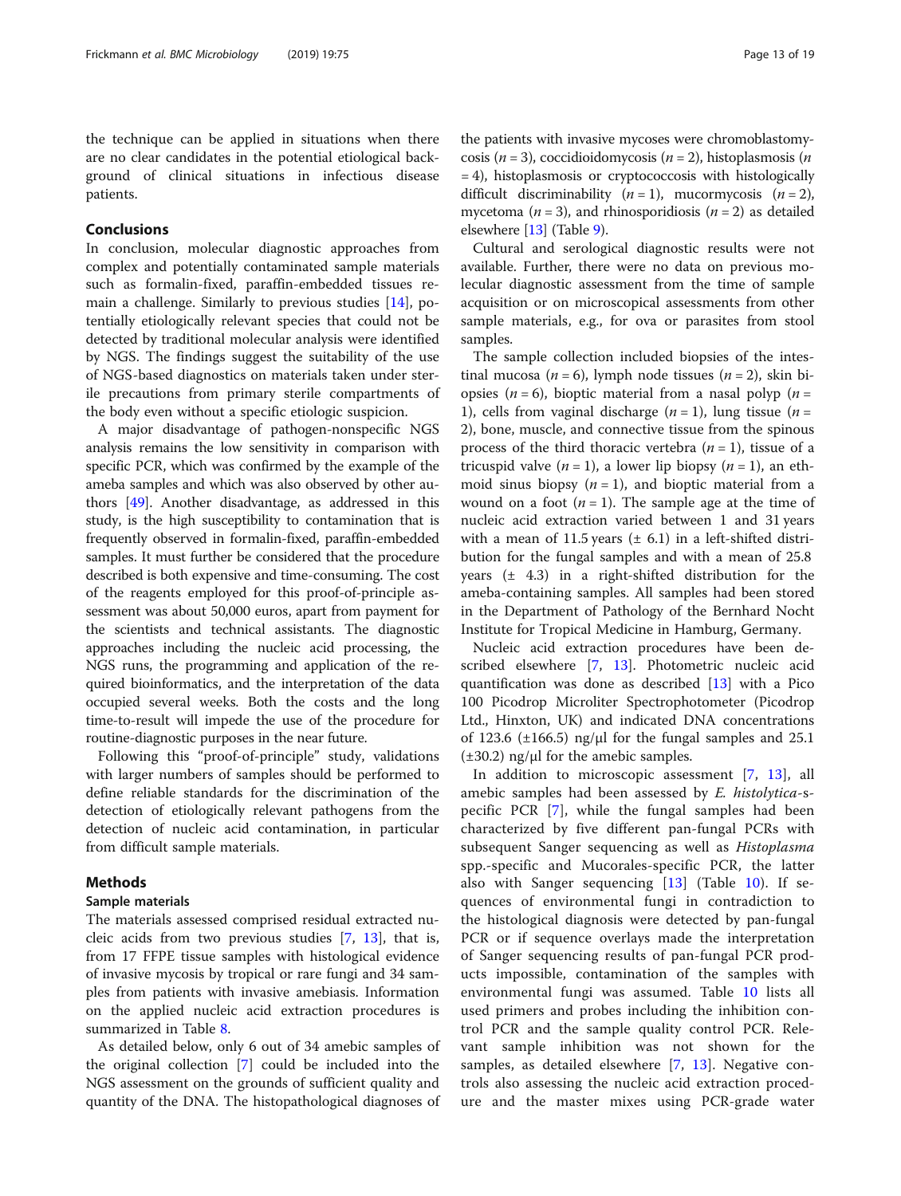the technique can be applied in situations when there are no clear candidates in the potential etiological background of clinical situations in infectious disease patients.

## Conclusions

In conclusion, molecular diagnostic approaches from complex and potentially contaminated sample materials such as formalin-fixed, paraffin-embedded tissues remain a challenge. Similarly to previous studies [14], potentially etiologically relevant species that could not be detected by traditional molecular analysis were identified by NGS. The findings suggest the suitability of the use of NGS-based diagnostics on materials taken under sterile precautions from primary sterile compartments of the body even without a specific etiologic suspicion.

A major disadvantage of pathogen-nonspecific NGS analysis remains the low sensitivity in comparison with specific PCR, which was confirmed by the example of the ameba samples and which was also observed by other authors [49]. Another disadvantage, as addressed in this study, is the high susceptibility to contamination that is frequently observed in formalin-fixed, paraffin-embedded samples. It must further be considered that the procedure described is both expensive and time-consuming. The cost of the reagents employed for this proof-of-principle assessment was about 50,000 euros, apart from payment for the scientists and technical assistants. The diagnostic approaches including the nucleic acid processing, the NGS runs, the programming and application of the required bioinformatics, and the interpretation of the data occupied several weeks. Both the costs and the long time-to-result will impede the use of the procedure for routine-diagnostic purposes in the near future.

Following this "proof-of-principle" study, validations with larger numbers of samples should be performed to define reliable standards for the discrimination of the detection of etiologically relevant pathogens from the detection of nucleic acid contamination, in particular from difficult sample materials.

## Methods

### Sample materials

The materials assessed comprised residual extracted nucleic acids from two previous studies [7, 13], that is, from 17 FFPE tissue samples with histological evidence of invasive mycosis by tropical or rare fungi and 34 samples from patients with invasive amebiasis. Information on the applied nucleic acid extraction procedures is summarized in Table 8.

As detailed below, only 6 out of 34 amebic samples of the original collection [7] could be included into the NGS assessment on the grounds of sufficient quality and quantity of the DNA. The histopathological diagnoses of the patients with invasive mycoses were chromoblastomycosis ($n = 3$), coccidioidomycosis ($n = 2$), histoplasmosis ($n = 4$), histoplasmosis or cryptococcosis with histologically difficult discriminability ($n = 1$), mucormycosis ($n = 2$), mycetoma ($n = 3$), and rhinosporidiosis ($n = 2$) as detailed elsewhere [13] (Table 9).

Cultural and serological diagnostic results were not available. Further, there were no data on previous molecular diagnostic assessment from the time of sample acquisition or on microscopical assessments from other sample materials, e.g., for ova or parasites from stool samples.

The sample collection included biopsies of the intestinal mucosa ($n = 6$), lymph node tissues ($n = 2$), skin biopsies ($n = 6$), bioptic material from a nasal polyp ($n = 1$), cells from vaginal discharge ($n = 1$), lung tissue ($n = 2$), bone, muscle, and connective tissue from the spinous process of the third thoracic vertebra ($n = 1$), tissue of a tricuspid valve ($n = 1$), a lower lip biopsy ($n = 1$), an ethmoid sinus biopsy ($n = 1$), and bioptic material from a wound on a foot ($n = 1$). The sample age at the time of nucleic acid extraction varied between 1 and 31 years with a mean of 11.5 years (± 6.1) in a left-shifted distribution for the fungal samples and with a mean of 25.8 years (± 4.3) in a right-shifted distribution for the ameba-containing samples. All samples had been stored in the Department of Pathology of the Bernhard Nocht Institute for Tropical Medicine in Hamburg, Germany.

Nucleic acid extraction procedures have been described elsewhere [7, 13]. Photometric nucleic acid quantification was done as described [13] with a Pico 100 Picodrop Microliter Spectrophotometer (Picodrop Ltd., Hinxton, UK) and indicated DNA concentrations of 123.6 (±166.5) ng/μl for the fungal samples and 25.1 (±30.2) ng/μl for the amebic samples.

In addition to microscopic assessment [7, 13], all amebic samples had been assessed by *E. histolytica*-specific PCR [7], while the fungal samples had been characterized by five different pan-fungal PCRs with subsequent Sanger sequencing as well as *Histoplasma* spp.-specific and Mucorales-specific PCR, the latter also with Sanger sequencing [13] (Table 10). If sequences of environmental fungi in contradiction to the histological diagnosis were detected by pan-fungal PCR or if sequence overlays made the interpretation of Sanger sequencing results of pan-fungal PCR products impossible, contamination of the samples with environmental fungi was assumed. Table 10 lists all used primers and probes including the inhibition control PCR and the sample quality control PCR. Relevant sample inhibition was not shown for the samples, as detailed elsewhere [7, 13]. Negative controls also assessing the nucleic acid extraction procedure and the master mixes using PCR-grade water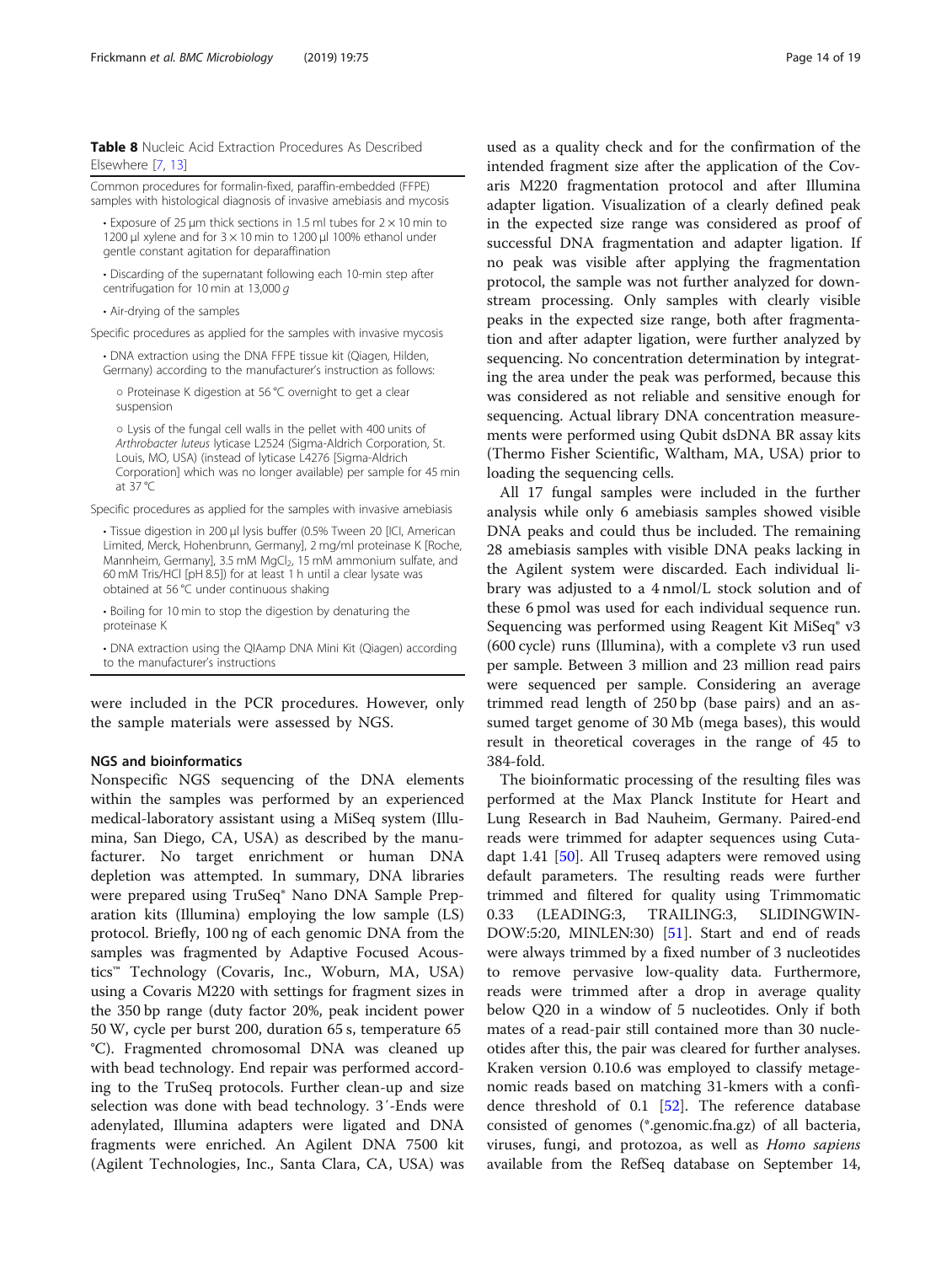**Table 8** Nucleic Acid Extraction Procedures As Described Elsewhere [7, 13]

Common procedures for formalin-fixed, paraffin-embedded (FFPE) samples with histological diagnosis of invasive amebiasis and mycosis

- Exposure of 25 μm thick sections in 1.5 ml tubes for 2 × 10 min to 1200 μl xylene and for 3 × 10 min to 1200 μl 100% ethanol under gentle constant agitation for deparaffination
- Discarding of the supernatant following each 10-min step after centrifugation for 10 min at 13,000 *g*
- Air-drying of the samples

Specific procedures as applied for the samples with invasive mycosis

- DNA extraction using the DNA FFPE tissue kit (Qiagen, Hilden, Germany) according to the manufacturer's instruction as follows:
  - Proteinase K digestion at 56 °C overnight to get a clear suspension
  - Lysis of the fungal cell walls in the pellet with 400 units of *Arthrobacter luteus* lyticase L2524 (Sigma-Aldrich Corporation, St. Louis, MO, USA) (instead of lyticase L4276 [Sigma-Aldrich Corporation] which was no longer available) per sample for 45 min at 37 °C

Specific procedures as applied for the samples with invasive amebiasis

- Tissue digestion in 200 μl lysis buffer (0.5% Tween 20 [ICI, American Limited, Merck, Hohenbrunn, Germany], 2 mg/ml proteinase K [Roche, Mannheim, Germany], 3.5 mM $MgCl_2$, 15 mM ammonium sulfate, and 60 mM Tris/HCl [pH 8.5]) for at least 1 h until a clear lysate was obtained at 56 °C under continuous shaking
- Boiling for 10 min to stop the digestion by denaturing the proteinase K
- DNA extraction using the QIAmp DNA Mini Kit (Qiagen) according to the manufacturer's instructions

were included in the PCR procedures. However, only the sample materials were assessed by NGS.

### NGS and bioinformatics

Nonspecific NGS sequencing of the DNA elements within the samples was performed by an experienced medical-laboratory assistant using a MiSeq system (Illumina, San Diego, CA, USA) as described by the manufacturer. No target enrichment or human DNA depletion was attempted. In summary, DNA libraries were prepared using TruSeq® Nano DNA Sample Preparation kits (Illumina) employing the low sample (LS) protocol. Briefly, 100 ng of each genomic DNA from the samples was fragmented by Adaptive Focused Acoustics™ Technology (Covaris, Inc., Woburn, MA, USA) using a Covaris M220 with settings for fragment sizes in the 350 bp range (duty factor 20%, peak incident power 50 W, cycle per burst 200, duration 65 s, temperature 65 °C). Fragmented chromosomal DNA was cleaned up with bead technology. End repair was performed according to the TruSeq protocols. Further clean-up and size selection was done with bead technology. 3′-Ends were adenylated, Illumina adapters were ligated and DNA fragments were enriched. An Agilent DNA 7500 kit (Agilent Technologies, Inc., Santa Clara, CA, USA) was used as a quality check and for the confirmation of the intended fragment size after the application of the Covaris M220 fragmentation protocol and after Illumina adapter ligation. Visualization of a clearly defined peak in the expected size range was considered as proof of successful DNA fragmentation and adapter ligation. If no peak was visible after applying the fragmentation protocol, the sample was not further analyzed for downstream processing. Only samples with clearly visible peaks in the expected size range, both after fragmentation and after adapter ligation, were further analyzed by sequencing. No concentration determination by integrating the area under the peak was performed, because this was considered as not reliable and sensitive enough for sequencing. Actual library DNA concentration measurements were performed using Qubit dsDNA BR assay kits (Thermo Fisher Scientific, Waltham, MA, USA) prior to loading the sequencing cells.

All 17 fungal samples were included in the further analysis while only 6 amebiasis samples showed visible DNA peaks and could thus be included. The remaining 28 amebiasis samples with visible DNA peaks lacking in the Agilent system were discarded. Each individual library was adjusted to a 4 nmol/L stock solution and of these 6 pmol was used for each individual sequence run. Sequencing was performed using Reagent Kit MiSeq® v3 (600 cycle) runs (Illumina), with a complete v3 run used per sample. Between 3 million and 23 million read pairs were sequenced per sample. Considering an average trimmed read length of 250 bp (base pairs) and an assumed target genome of 30 Mb (mega bases), this would result in theoretical coverages in the range of 45 to 384-fold.

The bioinformatic processing of the resulting files was performed at the Max Planck Institute for Heart and Lung Research in Bad Nauheim, Germany. Paired-end reads were trimmed for adapter sequences using Cutadapt 1.41 [50]. All Truseq adapters were removed using default parameters. The resulting reads were further trimmed and filtered for quality using Trimmomatic 0.33 (LEADING:3, TRAILING:3, SLIDINGWINDOW:5:20, MINLEN:30) [51]. Start and end of reads were always trimmed by a fixed number of 3 nucleotides to remove pervasive low-quality data. Furthermore, reads were trimmed after a drop in average quality below Q20 in a window of 5 nucleotides. Only if both mates of a read-pair still contained more than 30 nucleotides after this, the pair was cleared for further analyses. Kraken version 0.10.6 was employed to classify metagenomic reads based on matching 31-kmers with a confidence threshold of 0.1 [52]. The reference database consisted of genomes (*.genomic.fna.gz) of all bacteria, viruses, fungi, and protozoa, as well as *Homo sapiens* available from the RefSeq database on September 14,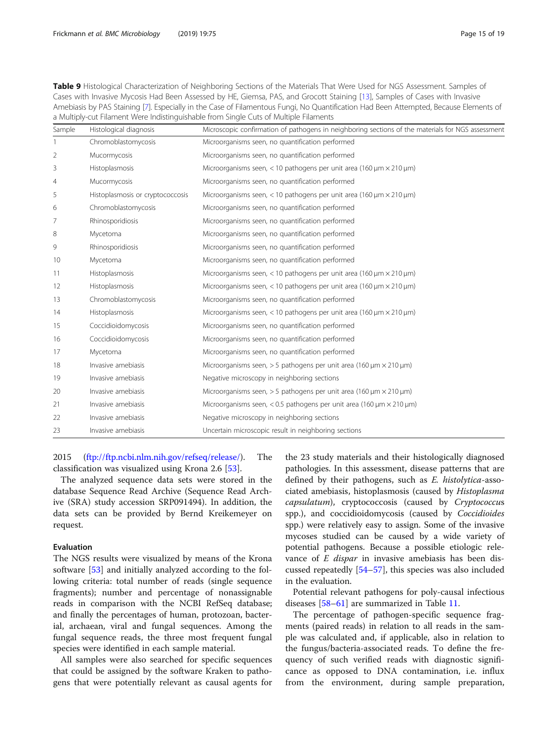**Table 9** Histological Characterization of Neighboring Sections of the Materials That Were Used for NGS Assessment. Samples of Cases with Invasive Mycosis Had Been Assessed by HE, Giemsa, PAS, and Grocott Staining [13], Samples of Cases with Invasive Amebiasis by PAS Staining [7]. Especially in the Case of Filamentous Fungi, No Quantification Had Been Attempted, Because Elements of a Multiply-cut Filament Were Indistinguishable from Single Cuts of Multiple Filaments

| Sample | Histological diagnosis | Microscopic confirmation of pathogens in neighboring sections of the materials for NGS assessment |
|---|---|---|
| 1 | Chromoblastomycosis | Microorganisms seen, no quantification performed |
| 2 | Mucormycosis | Microorganisms seen, no quantification performed |
| 3 | Histoplasmosis | Microorganisms seen, < 10 pathogens per unit area (160 μm × 210 μm) |
| 4 | Mucormycosis | Microorganisms seen, no quantification performed |
| 5 | Histoplasmosis or cryptococcosis | Microorganisms seen, < 10 pathogens per unit area (160 μm × 210 μm) |
| 6 | Chromoblastomycosis | Microorganisms seen, no quantification performed |
| 7 | Rhinosporidiosis | Microorganisms seen, no quantification performed |
| 8 | Mycetoma | Microorganisms seen, no quantification performed |
| 9 | Rhinosporidiosis | Microorganisms seen, no quantification performed |
| 10 | Mycetoma | Microorganisms seen, no quantification performed |
| 11 | Histoplasmosis | Microorganisms seen, < 10 pathogens per unit area (160 μm × 210 μm) |
| 12 | Histoplasmosis | Microorganisms seen, < 10 pathogens per unit area (160 μm × 210 μm) |
| 13 | Chromoblastomycosis | Microorganisms seen, no quantification performed |
| 14 | Histoplasmosis | Microorganisms seen, < 10 pathogens per unit area (160 μm × 210 μm) |
| 15 | Coccidioidomycosis | Microorganisms seen, no quantification performed |
| 16 | Coccidioidomycosis | Microorganisms seen, no quantification performed |
| 17 | Mycetoma | Microorganisms seen, no quantification performed |
| 18 | Invasive amebiasis | Microorganisms seen, > 5 pathogens per unit area (160 μm × 210 μm) |
| 19 | Invasive amebiasis | Negative microscopy in neighboring sections |
| 20 | Invasive amebiasis | Microorganisms seen, > 5 pathogens per unit area (160 μm × 210 μm) |
| 21 | Invasive amebiasis | Microorganisms seen, < 0.5 pathogens per unit area (160 μm × 210 μm) |
| 22 | Invasive amebiasis | Negative microscopy in neighboring sections |
| 23 | Invasive amebiasis | Uncertain microscopic result in neighboring sections |

2015 (ftp://ftp.ncbi.nlm.nih.gov/refseq/release/). The classification was visualized using Krona 2.6 [53].

The analyzed sequence data sets were stored in the database Sequence Read Archive (Sequence Read Archive (SRA) study accession SRP091494). In addition, the data sets can be provided by Bernd Kreikemeyer on request.

#### Evaluation

The NGS results were visualized by means of the Krona software [53] and initially analyzed according to the following criteria: total number of reads (single sequence fragments); number and percentage of nonassignable reads in comparison with the NCBI RefSeq database; and finally the percentages of human, protozoan, bacterial, archaean, viral and fungal sequences. Among the fungal sequence reads, the three most frequent fungal species were identified in each sample material.

All samples were also searched for specific sequences that could be assigned by the software Kraken to pathogens that were potentially relevant as causal agents for the 23 study materials and their histologically diagnosed pathologies. In this assessment, disease patterns that are defined by their pathogens, such as *E. histolytica*-associated amebiasis, histoplasmosis (caused by *Histoplasma capsulatum*), cryptococcosis (caused by *Cryptococcus* spp.), and coccidioidomycosis (caused by *Coccidioides* spp.) were relatively easy to assign. Some of the invasive mycoses studied can be caused by a wide variety of potential pathogens. Because a possible etiologic relevance of *E dispar* in invasive amebiasis has been discussed repeatedly [54–57], this species was also included in the evaluation.

Potential relevant pathogens for poly-causal infectious diseases [58–61] are summarized in Table 11.

The percentage of pathogen-specific sequence fragments (paired reads) in relation to all reads in the sample was calculated and, if applicable, also in relation to the fungus/bacteria-associated reads. To define the frequency of such verified reads with diagnostic significance as opposed to DNA contamination, i.e. influx from the environment, during sample preparation,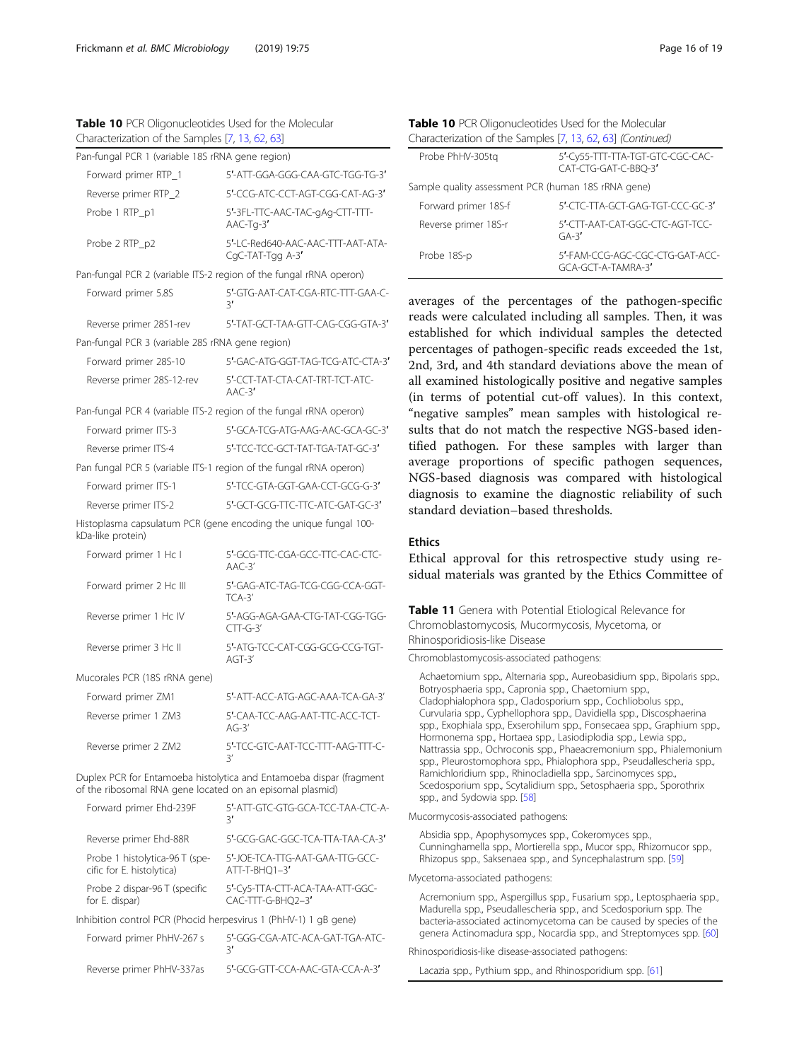**Table 10** PCR Oligonucleotides Used for the Molecular Characterization of the Samples [7, 13, 62, 63]

| | |
|---|---|
| Pan-fungal PCR 1 (variable 18S rRNA gene region) | |
| Forward primer RTP_1 | 5′-ATT-GGA-GGG-CAA-GTC-TGG-TG-3′ |
| Reverse primer RTP_2 | 5′-CCG-ATC-CCT-AGT-CGG-CAT-AG-3′ |
| Probe 1 RTP_p1 | 5′-3FL-TTC-AAC-TAC-gAg-CTT-TTT-AAC-Tg-3′ |
| Probe 2 RTP_p2 | 5′-LC-Red640-AAC-AAC-TTT-AAT-ATA-CgC-TAT-Tgg A-3′ |
| Pan-fungal PCR 2 (variable ITS-2 region of the fungal rRNA operon) | |
| Forward primer 5.8S | 5′-GTG-AAT-CAT-CGA-RTC-TTT-GAA-C-3′ |
| Reverse primer 28S1-rev | 5′-TAT-GCT-TAA-GTT-CAG-CGG-GTA-3′ |
| Pan-fungal PCR 3 (variable 28S rRNA gene region) | |
| Forward primer 28S-10 | 5′-GAC-ATG-GGT-TAG-TCG-ATC-CTA-3′ |
| Reverse primer 28S-12-rev | 5′-CCT-TAT-CTA-CAT-TRT-TCT-ATC-AAC-3′ |
| Pan-fungal PCR 4 (variable ITS-2 region of the fungal rRNA operon) | |
| Forward primer ITS-3 | 5′-GCA-TCG-ATG-AAG-AAC-GCA-GC-3′ |
| Reverse primer ITS-4 | 5′-TCC-TCC-GCT-TAT-TGA-TAT-GC-3′ |
| Pan fungal PCR 5 (variable ITS-1 region of the fungal rRNA operon) | |
| Forward primer ITS-1 | 5′-TCC-GTA-GGT-GAA-CCT-GCG-G-3′ |
| Reverse primer ITS-2 | 5′-GCT-GCG-TTC-TTC-ATC-GAT-GC-3′ |
| Histoplasma capsulatum PCR (gene encoding the unique fungal 100-kDa-like protein) | |
| Forward primer 1 Hc I | 5′-GCG-TTC-CGA-GCC-TTC-CAC-CTC-AAC-3′ |
| Forward primer 2 Hc III | 5′-GAG-ATC-TAG-TCG-CGG-CCA-GGT-TCA-3′ |
| Reverse primer 1 Hc IV | 5′-AGG-AGA-GAA-CTG-TAT-CGG-TGG-CTT-G-3′ |
| Reverse primer 3 Hc II | 5′-ATG-TCC-CAT-CGG-GCG-CCG-TGT-AGT-3′ |
| Mucorales PCR (18S rRNA gene) | |
| Forward primer ZM1 | 5′-ATT-ACC-ATG-AGC-AAA-TCA-GA-3′ |
| Reverse primer 1 ZM3 | 5′-CAA-TCC-AAG-AAT-TTC-ACC-TCT-AG-3′ |
| Reverse primer 2 ZM2 | 5′-TCC-GTC-AAT-TCC-TTT-AAG-TTT-C-3′ |
| Duplex PCR for Entamoeba histolytica and Entamoeba dispar (fragment of the ribosomal RNA gene located on an episomal plasmid) | |
| Forward primer Ehd-239F | 5′-ATT-GTC-GTG-GCA-TCC-TAA-CTC-A-3′ |
| Reverse primer Ehd-88R | 5′-GCG-GAC-GGC-TCA-TTA-TAA-CA-3′ |
| Probe 1 histolytica-96 T (specific for E. histolytica) | 5′-JOE-TCA-TTG-AAT-GAA-TTG-GCC-ATT-T-BHQ1–3′ |
| Probe 2 dispar-96 T (specific for E. dispar) | 5′-Cy5-TTA-CTT-ACA-TAA-ATT-GGC-CAC-TTT-G-BHQ2–3′ |
| Inhibition control PCR (Phocid herpesvirus 1 (PhHV-1) 1 gB gene) | |
| Forward primer PhHV-267 s | 5′-GGG-CGA-ATC-ACA-GAT-TGA-ATC-3′ |
| Reverse primer PhHV-337as | 5′-GCG-GTT-CCA-AAC-GTA-CCA-A-3′ |
| Probe PhHV-305tq | 5′-Cy55-TTT-TTA-TGT-GTC-CGC-CAC-CAT-CTG-GAT-C-BBQ-3′ |
| Sample quality assessment PCR (human 18S rRNA gene) | |
| Forward primer 18S-f | 5′-CTC-TTA-GCT-GAG-TGT-CCC-GC-3′ |
| Reverse primer 18S-r | 5′-CTT-AAT-CAT-GGC-CTC-AGT-TCC-GA-3′ |
| Probe 18S-p | 5′-FAM-CCG-AGC-CGC-CTG-GAT-ACC-GCA-GCT-A-TAMRA-3′ |

averages of the percentages of the pathogen-specific reads were calculated including all samples. Then, it was established for which individual samples the detected percentages of pathogen-specific reads exceeded the 1st, 2nd, 3rd, and 4th standard deviations above the mean of all examined histologically positive and negative samples (in terms of potential cut-off values). In this context, "negative samples" mean samples with histological results that do not match the respective NGS-based identified pathogen. For these samples with larger than average proportions of specific pathogen sequences, NGS-based diagnosis was compared with histological diagnosis to examine the diagnostic reliability of such standard deviation–based thresholds.

## Ethics

Ethical approval for this retrospective study using residual materials was granted by the Ethics Committee of

**Table 11** Genera with Potential Etiological Relevance for Chromoblastomycosis, Mucormycosis, Mycetoma, or Rhinosporidiosis-like Disease

| |
|---|
| Chromoblastomycosis-associated pathogens: |
| Achaetomium spp., Alternaria spp., Aureobasidium spp., Bipolaris spp., Botryosphaeria spp., Capronia spp., Chaetomium spp., Cladophialophora spp., Cladosporium spp., Cochliobolus spp., Curvularia spp., Cyphellophora spp., Davidiella spp., Discosphaerina spp., Exophiala spp., Exserohilum spp., Fonsecaea spp., Graphium spp., Hormonema spp., Hortaea spp., Lasiodiplodia spp., Lewia spp., Nattrassia spp., Ochroconis spp., Phaeacremonium spp., Phialemonium spp., Pleurostomophora spp., Phialophora spp., Pseudallescheria spp., Ramichloridium spp., Rhinocladiella spp., Sarcinomyces spp., Scedosporium spp., Scytalidium spp., Setosphaeria spp., Sporothrix spp., and Sydowia spp. [58] |
| Mucormycosis-associated pathogens: |
| Absidia spp., Apophysomyces spp., Cokeromyces spp., Cunninghamella spp., Mortierella spp., Mucor spp., Rhizomucor spp., Rhizopus spp., Saksenaea spp., and Syncephalastrum spp. [59] |
| Mycetoma-associated pathogens: |
| Acremonium spp., Aspergillus spp., Fusarium spp., Leptosphaeria spp., Madurella spp., Pseudallescheria spp., and Scedosporium spp. The bacteria-associated actinomycetoma can be caused by species of the genera Actinomadura spp., Nocardia spp., and Streptomyces spp. [60] |
| Rhinosporidiosis-like disease-associated pathogens: |
| Lacazia spp., Pythium spp., and Rhinosporidium spp. [61] |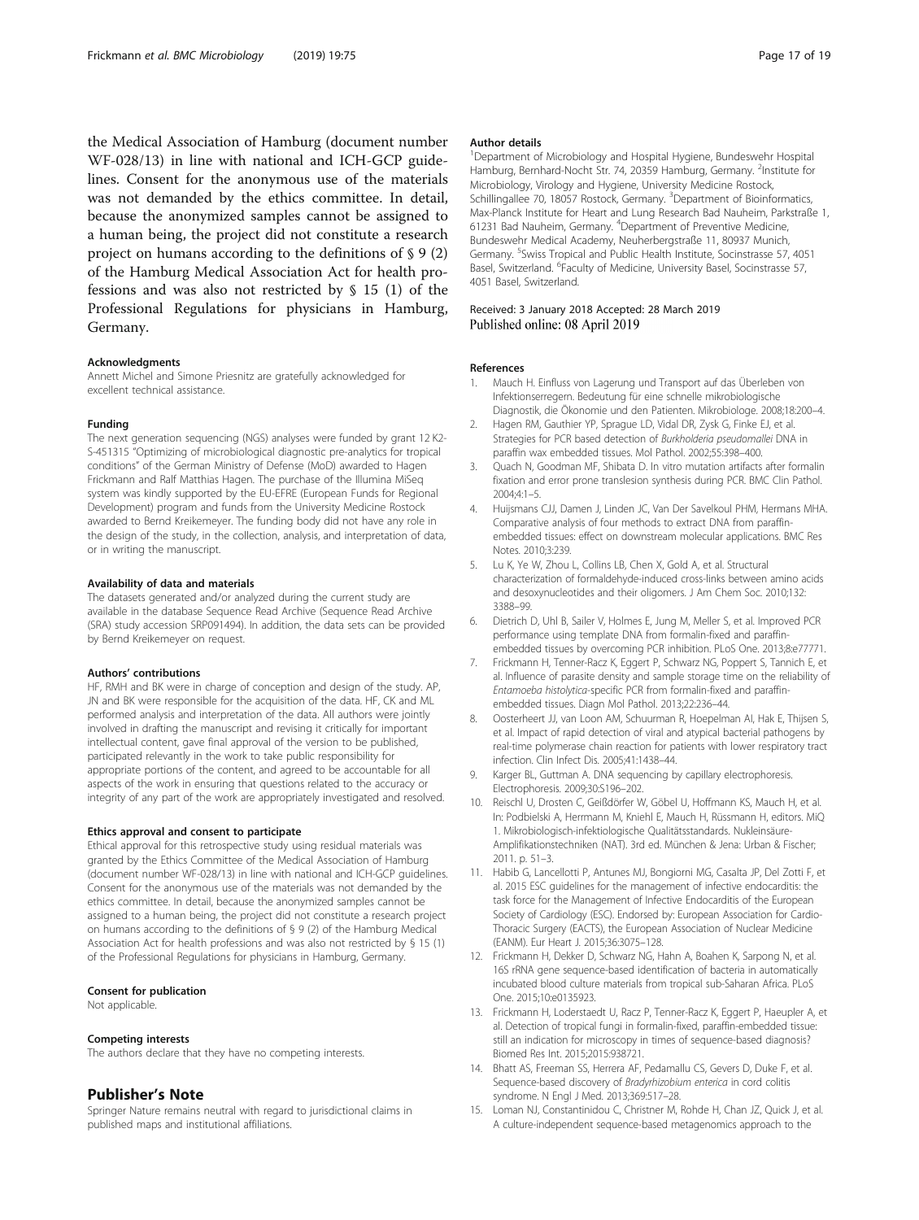the Medical Association of Hamburg (document number WF-028/13) in line with national and ICH-GCP guidelines. Consent for the anonymous use of the materials was not demanded by the ethics committee. In detail, because the anonymized samples cannot be assigned to a human being, the project did not constitute a research project on humans according to the definitions of § 9 (2) of the Hamburg Medical Association Act for health professions and was also not restricted by § 15 (1) of the Professional Regulations for physicians in Hamburg, Germany.

#### Acknowledgments
Annett Michel and Simone Priesnitz are gratefully acknowledged for excellent technical assistance.

#### Funding
The next generation sequencing (NGS) analyses were funded by grant 12 K2-S-451315 "Optimizing of microbiological diagnostic pre-analytics for tropical conditions" of the German Ministry of Defense (MoD) awarded to Hagen Frickmann and Ralf Matthias Hagen. The purchase of the Illumina MiSeq system was kindly supported by the EU-EFRE (European Funds for Regional Development) program and funds from the University Medicine Rostock awarded to Bernd Kreikemeyer. The funding body did not have any role in the design of the study, in the collection, analysis, and interpretation of data, or in writing the manuscript.

#### Availability of data and materials
The datasets generated and/or analyzed during the current study are available in the database Sequence Read Archive (Sequence Read Archive (SRA) study accession SRP091494). In addition, the data sets can be provided by Bernd Kreikemeyer on request.

#### Authors' contributions
HF, RMH and BK were in charge of conception and design of the study. AP, JN and BK were responsible for the acquisition of the data. HF, CK and ML performed analysis and interpretation of the data. All authors were jointly involved in drafting the manuscript and revising it critically for important intellectual content, gave final approval of the version to be published, participated relevantly in the work to take public responsibility for appropriate portions of the content, and agreed to be accountable for all aspects of the work in ensuring that questions related to the accuracy or integrity of any part of the work are appropriately investigated and resolved.

#### Ethics approval and consent to participate
Ethical approval for this retrospective study using residual materials was granted by the Ethics Committee of the Medical Association of Hamburg (document number WF-028/13) in line with national and ICH-GCP guidelines. Consent for the anonymous use of the materials was not demanded by the ethics committee. In detail, because the anonymized samples cannot be assigned to a human being, the project did not constitute a research project on humans according to the definitions of § 9 (2) of the Hamburg Medical Association Act for health professions and was also not restricted by § 15 (1) of the Professional Regulations for physicians in Hamburg, Germany.

#### Consent for publication
Not applicable.

#### Competing interests
The authors declare that they have no competing interests.

## Publisher's Note
Springer Nature remains neutral with regard to jurisdictional claims in published maps and institutional affiliations.

#### Author details
[1]Department of Microbiology and Hospital Hygiene, Bundeswehr Hospital Hamburg, Bernhard-Nocht Str. 74, 20359 Hamburg, Germany. [2]Institute for Microbiology, Virology and Hygiene, University Medicine Rostock, Schillingallee 70, 18057 Rostock, Germany. [3]Department of Bioinformatics, Max-Planck Institute for Heart and Lung Research Bad Nauheim, Parkstraße 1, 61231 Bad Nauheim, Germany. [4]Department of Preventive Medicine, Bundeswehr Medical Academy, Neuherbergstraße 11, 80937 Munich, Germany. [5]Swiss Tropical and Public Health Institute, Socinstrasse 57, 4051 Basel, Switzerland. [6]Faculty of Medicine, University Basel, Socinstrasse 57, 4051 Basel, Switzerland.

Received: 3 January 2018 Accepted: 28 March 2019
Published online: 08 April 2019

#### References
1. Mauch H. Einfluss von Lagerung und Transport auf das Überleben von Infektionserregern. Bedeutung für eine schnelle mikrobiologische Diagnostik, die Ökonomie und den Patienten. Mikrobiologe. 2008;18:200–4.
2. Hagen RM, Gauthier YP, Sprague LD, Vidal DR, Zysk G, Finke EJ, et al. Strategies for PCR based detection of *Burkholderia pseudomallei* DNA in paraffin wax embedded tissues. Mol Pathol. 2002;55:398–400.
3. Quach N, Goodman MF, Shibata D. In vitro mutation artifacts after formalin fixation and error prone translesion synthesis during PCR. BMC Clin Pathol. 2004;4:1–5.
4. Huijsmans CJJ, Damen J, Linden JC, Van Der Savelkoul PHM, Hermans MHA. Comparative analysis of four methods to extract DNA from paraffin-embedded tissues: effect on downstream molecular applications. BMC Res Notes. 2010;3:239.
5. Lu K, Ye W, Zhou L, Collins LB, Chen X, Gold A, et al. Structural characterization of formaldehyde-induced cross-links between amino acids and desoxynucleotides and their oligomers. J Am Chem Soc. 2010;132:3388–99.
6. Dietrich D, Uhl B, Sailer V, Holmes E, Jung M, Meller S, et al. Improved PCR performance using template DNA from formalin-fixed and paraffin-embedded tissues by overcoming PCR inhibition. PLoS One. 2013;8:e77771.
7. Frickmann H, Tenner-Racz K, Eggert P, Schwarz NG, Poppert S, Tannich E, et al. Influence of parasite density and sample storage time on the reliability of *Entamoeba histolytica*-specific PCR from formalin-fixed and paraffin-embedded tissues. Diagn Mol Pathol. 2013;22:236–44.
8. Oosterheert JJ, van Loon AM, Schuurman R, Hoepelman AI, Hak E, Thijsen S, et al. Impact of rapid detection of viral and atypical bacterial pathogens by real-time polymerase chain reaction for patients with lower respiratory tract infection. Clin Infect Dis. 2005;41:1438–44.
9. Karger BL, Guttman A. DNA sequencing by capillary electrophoresis. Electrophoresis. 2009;30:S196–202.
10. Reischl U, Drosten C, Geißdörfer W, Göbel U, Hoffmann KS, Mauch H, et al. In: Podbielski A, Herrmann M, Kniehl E, Mauch H, Rüssmann H, editors. MiQ 1. Mikrobiologisch-infektiologische Qualitätsstandards. Nukleinsäure-Amplifikationstechniken (NAT). 3rd ed. München & Jena: Urban & Fischer; 2011. p. 51–3.
11. Habib G, Lancellotti P, Antunes MJ, Bongiorni MG, Casalta JP, Del Zotti F, et al. 2015 ESC guidelines for the management of infective endocarditis: the task force for the Management of Infective Endocarditis of the European Society of Cardiology (ESC). Endorsed by: European Association for Cardio-Thoracic Surgery (EACTS), the European Association of Nuclear Medicine (EANM). Eur Heart J. 2015;36:3075–128.
12. Frickmann H, Dekker D, Schwarz NG, Hahn A, Boahen K, Sarpong N, et al. 16S rRNA gene sequence-based identification of bacteria in automatically incubated blood culture materials from tropical sub-Saharan Africa. PLoS One. 2015;10:e0135923.
13. Frickmann H, Loderstaedt U, Racz P, Tenner-Racz K, Eggert P, Haeupler A, et al. Detection of tropical fungi in formalin-fixed, paraffin-embedded tissue: still an indication for microscopy in times of sequence-based diagnosis? Biomed Res Int. 2015;2015:938721.
14. Bhatt AS, Freeman SS, Herrera AF, Pedamallu CS, Gevers D, Duke F, et al. Sequence-based discovery of *Bradyrhizobium enterica* in cord colitis syndrome. N Engl J Med. 2013;369:517–28.
15. Loman NJ, Constantinidou C, Christner M, Rohde H, Chan JZ, Quick J, et al. A culture-independent sequence-based metagenomics approach to the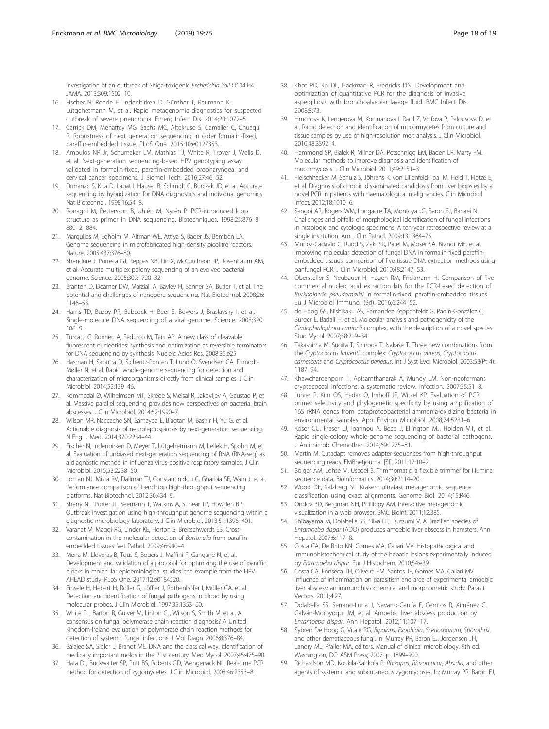investigation of an outbreak of Shiga-toxigenic *Escherichia coli* O104:H4. JAMA. 2013;309:1502–10.

16. Fischer N, Rohde H, Indenbirken D, Günther T, Reumann K, Lütgehetmann M, et al. Rapid metagenomic diagnostics for suspected outbreak of severe pneumonia. Emerg Infect Dis. 2014;20:1072–5.
17. Carrick DM, Mehaffey MG, Sachs MC, Altekruse S, Camalier C, Chuaqui R. Robustness of next generation sequencing in older formalin-fixed, paraffin-embedded tissue. PLoS One. 2015;10:e0127353.
18. Ambulos NP Jr, Schumaker LM, Mathias TJ, White R, Troyer J, Wells D, et al. Next-generation sequencing-based HPV genotyping assay validated in formalin-fixed, paraffin-embedded oropharyngeal and cervical cancer specimens. J Biomol Tech. 2016;27:46–52.
19. Drmanac S, Kita D, Labat I, Hauser B, Schmidt C, Burczak JD, et al. Accurate sequencing by hybridization for DNA diagnostics and individual genomics. Nat Biotechnol. 1998;16:54–8.
20. Ronaghi M, Pettersson B, Uhlén M, Nyrén P. PCR-introduced loop structure as primer in DNA sequencing. Biotechniques. 1998;25:876–8 880–2, 884.
21. Margulies M, Egholm M, Altman WE, Attiya S, Bader JS, Bemben LA. Genome sequencing in microfabricated high-density picolitre reactors. Nature. 2005;437:376–80.
22. Shendure J, Porreca GJ, Reppas NB, Lin X, McCutcheon JP, Rosenbaum AM, et al. Accurate multiplex polony sequencing of an evolved bacterial genome. Science. 2005;309:1728–32.
23. Branton D, Deamer DW, Marziali A, Bayley H, Benner SA, Butler T, et al. The potential and challenges of nanopore sequencing. Nat Biotechnol. 2008;26: 1146–53.
24. Harris TD, Buzby PR, Babcock H, Beer E, Bowers J, Braslavsky I, et al. Single-molecule DNA sequencing of a viral genome. Science. 2008;320: 106–9.
25. Turcatti G, Romieu A, Fedurco M, Tairi AP. A new class of cleavable fluorescent nucleotides: synthesis and optimization as reversible terminators for DNA sequencing by synthesis. Nucleic Acids Res. 2008;36:e25.
26. Hasman H, Saputra D, Sicheritz-Ponten T, Lund O, Svendsen CA, Frimodt-Møller N, et al. Rapid whole-genome sequencing for detection and characterization of microorganisms directly from clinical samples. J Clin Microbiol. 2014;52:139–46.
27. Kommedal Ø, Wilhelmsen MT, Skrede S, Meisal R, Jakovljev A, Gaustad P, et al. Massive parallel sequencing provides new perspectives on bacterial brain abscesses. J Clin Microbiol. 2014;52:1990–7.
28. Wilson MR, Naccache SN, Samayoa E, Biagtan M, Bashir H, Yu G, et al. Actionable diagnosis of neuroleptospirosis by next-generation sequencing. N Engl J Med. 2014;370:2234–44.
29. Fischer N, Indenbirken D, Meyer T, Lütgehetmann M, Lellek H, Spohn M, et al. Evaluation of unbiased next-generation sequencing of RNA (RNA-seq) as a diagnostic method in influenza virus-positive respiratory samples. J Clin Microbiol. 2015;53:2238–50.
30. Loman NJ, Misra RV, Dallman TJ, Constantinidou C, Gharbia SE, Wain J, et al. Performance comparison of benchtop high-throughput sequencing platforms. Nat Biotechnol. 2012;30:434–9.
31. Sherry NL, Porter JL, Seemann T, Watkins A, Stinear TP, Howden BP. Outbreak investigation using high-throughput genome sequencing within a diagnostic microbiology laboratory. J Clin Microbiol. 2013;51:1396–401.
32. Varanat M, Maggi RG, Linder KE, Horton S, Breitschwerdt EB. Cross-contamination in the molecular detection of *Bartonella* from paraffin-embedded tissues. Vet Pathol. 2009;46:940–4.
33. Mena M, Lloveras B, Tous S, Bogers J, Maffini F, Gangane N, et al. Development and validation of a protocol for optimizing the use of paraffin blocks in molecular epidemiological studies: the example from the HPV-AHEAD study. PLoS One. 2017;12:e0184520.
34. Einsele H, Hebart H, Roller G, Löffler J, Rothenhöfer I, Müller CA, et al. Detection and identification of fungal pathogens in blood by using molecular probes. J Clin Microbiol. 1997;35:1353–60.
35. White PL, Barton R, Guiver M, Linton CJ, Wilson S, Smith M, et al. A consensus on fungal polymerase chain reaction diagnosis? A United Kingdom-Ireland evaluation of polymerase chain reaction methods for detection of systemic fungal infections. J Mol Diagn. 2006;8:376–84.
36. Balajee SA, Sigler L, Brandt ME. DNA and the classical way: identification of medically important molds in the 21st century. Med Mycol. 2007;45:475–90.
37. Hata DJ, Buckwalter SP, Pritt BS, Roberts GD, Wengenack NL. Real-time PCR method for detection of zygomycetes. J Clin Microbiol. 2008;46:2353–8.
38. Khot PD, Ko DL, Hackman R, Fredricks DN. Development and optimization of quantitative PCR for the diagnosis of invasive aspergillosis with bronchoalveolar lavage fluid. BMC Infect Dis. 2008;8:73.
39. Hrncirova K, Lengerova M, Kocmanova I, Racil Z, Volfova P, Palousova D, et al. Rapid detection and identification of mucormycetes from culture and tissue samples by use of high-resolution melt analysis. J Clin Microbiol. 2010;48:3392–4.
40. Hammond SP, Bialek R, Milner DA, Petschnigg EM, Baden LR, Marty FM. Molecular methods to improve diagnosis and identification of mucormycosis. J Clin Microbiol. 2011;49:2151–3.
41. Fleischhacker M, Schulz S, Jöhrens K, von Lilienfeld-Toal M, Held T, Fietze E, et al. Diagnosis of chronic disseminated candidosis from liver biopsies by a novel PCR in patients with haematological malignancies. Clin Microbiol Infect. 2012;18:1010–6.
42. Sangoi AR, Rogers WM, Longacre TA, Montoya JG, Baron EJ, Banaei N. Challenges and pitfalls of morphological identification of fungal infections in histologic and cytologic specimens. A ten-year retrospective review at a single institution. Am J Clin Pathol. 2009;131:364–75.
43. Munoz-Cadavid C, Rudd S, Zaki SR, Patel M, Moser SA, Brandt ME, et al. Improving molecular detection of fungal DNA in formalin-fixed paraffin-embedded tissues: comparison of five tissue DNA extraction methods using panfungal PCR. J Clin Microbiol. 2010;48:2147–53.
44. Obersteller S, Neubauer H, Hagen RM, Frickmann H. Comparison of five commercial nucleic acid extraction kits for the PCR-based detection of *Burkholderia pseudomallei* in formalin-fixed, paraffin-embedded tissues. Eu J Microbiol Immunol (Bd). 2016;6:244–52.
45. de Hoog GS, Nishikaku AS, Fernandez-Zeppenfeldt G, Padín-González C, Burger E, Badali H, et al. Molecular analysis and pathogenicity of the *Cladophialophora carrionii* complex, with the description of a novel species. Stud Mycol. 2007;58:219–34.
46. Takashima M, Sugita T, Shinoda T, Nakase T. Three new combinations from the *Cryptococcus laurentii* complex: *Cryptococcus aureus*, *Cryptococcus carnescens* and *Cryptococcus peneaus*. Int J Syst Evol Microbiol. 2003;53(Pt 4): 1187–94.
47. Khawcharoenporn T, Apisarnthanarak A, Mundy LM. Non-neoformans cryptococcal infections: a systematic review. Infection. 2007;35:51–8.
48. Junier P, Kim OS, Hadas O, Imhoff JF, Witzel KP. Evaluation of PCR primer selectivity and phylogenetic specificity by using amplification of 16S rRNA genes from betaproteobacterial ammonia-oxidizing bacteria in environmental samples. Appl Environ Microbiol. 2008;74:5231–6.
49. Köser CU, Fraser LJ, Ioannou A, Becq J, Ellington MJ, Holden MT, et al. Rapid single-colony whole-genome sequencing of bacterial pathogens. J Antimicrob Chemother. 2014;69:1275–81.
50. Martin M. Cutadapt removes adapter sequences from high-throughput sequencing reads. EMBnetjournal [S.l]. 2011;17:10–2.
51. Bolger AM, Lohse M, Usadel B. Trimmomatic: a flexible trimmer for Illumina sequence data. Bioinformatics. 2014;30:2114–20.
52. Wood DE, Salzberg SL. Kraken: ultrafast metagenomic sequence classification using exact alignments. Genome Biol. 2014;15:R46.
53. Ondov BD, Bergman NH, Phillippy AM. Interactive metagenomic visualization in a web browser. BMC Bioinf. 2011;12:385.
54. Shibayama M, Dolabella SS, Silva EF, Tsutsumi V. A Brazilian species of *Entamoeba dispar* (ADO) produces amoebic liver abscess in hamsters. Ann Hepatol. 2007;6:117–8.
55. Costa CA, De Brito KN, Gomes MA, Caliari MV. Histopathological and immunohistochemical study of the hepatic lesions experimentally induced by *Entamoeba dispar*. Eur J Histochem. 2010;54:e39.
56. Costa CA, Fonseca TH, Oliveira FM, Santos JF, Gomes MA, Caliari MV. Influence of inflammation on parasitism and area of experimental amoebic liver abscess: an immunohistochemical and morphometric study. Parasit Vectors. 2011;4:27.
57. Dolabella SS, Serrano-Luna J, Navarro-García F, Cerritos R, Ximénez C, Galván-Moroyoqui JM, et al. Amoebic liver abscess production by *Entamoeba dispar*. Ann Hepatol. 2012;11:107–17.
58. Sybren De Hoog G, Vitale RG. *Bipolaris*, *Exophiala*, *Scedosporium*, *Sporothrix*, and other dematiaceous fungi. In: Murray PR, Baron EJ, Jorgensen JH, Landry ML, Pfaller MA, editors. Manual of clinical microbiology. 9th ed. Washington, DC: ASM Press; 2007. p. 1899–900.
59. Richardson MD, Koukila-Kahkola P. *Rhizopus*, *Rhizomucor*, *Absidia*, and other agents of systemic and subcutaneous zygomycoses. In: Murray PR, Baron EJ,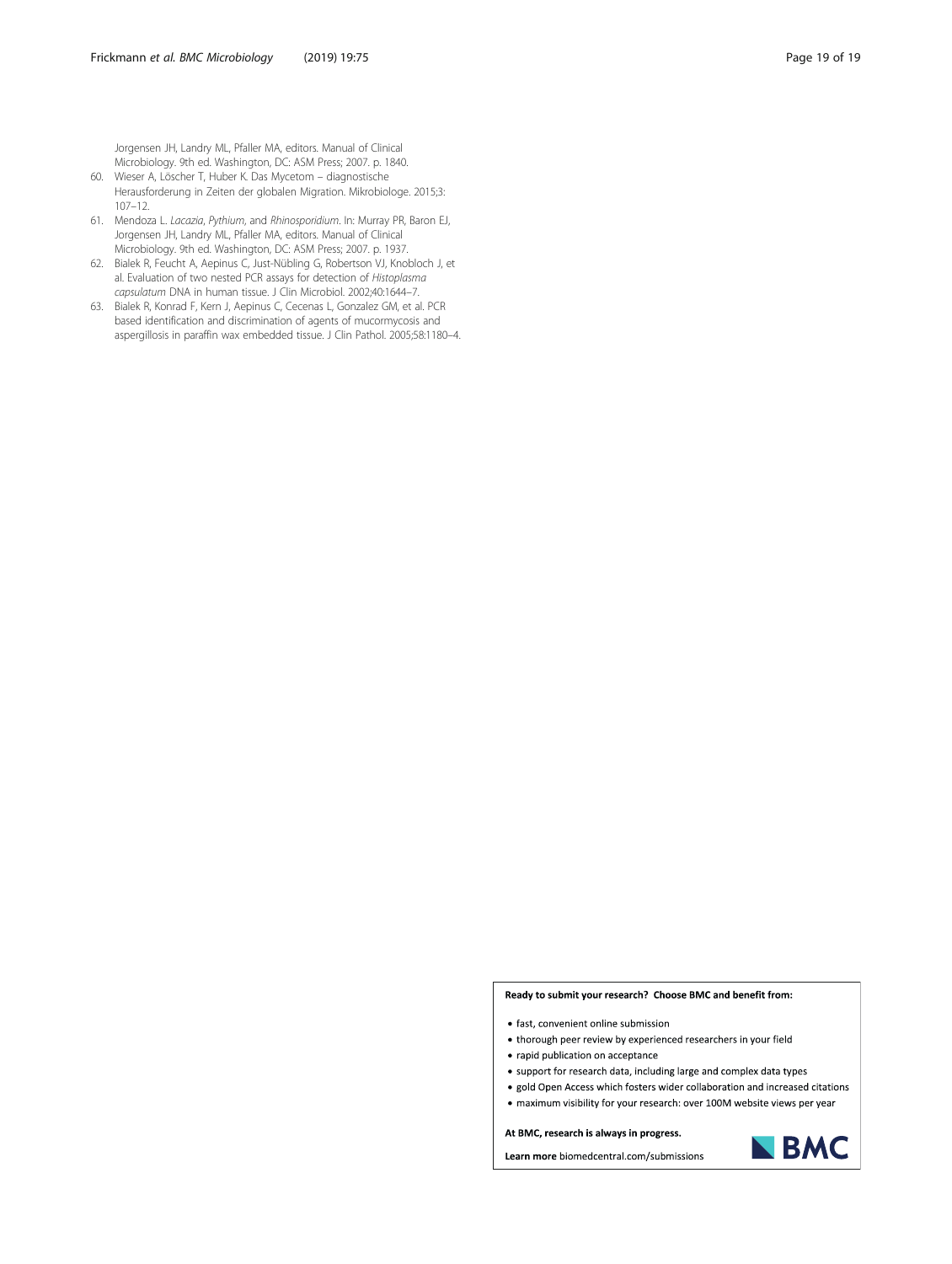Jorgensen JH, Landry ML, Pfaller MA, editors. Manual of Clinical Microbiology. 9th ed. Washington, DC: ASM Press; 2007. p. 1840.

60. Wieser A, Löscher T, Huber K. Das Mycetom – diagnostische Herausforderung in Zeiten der globalen Migration. Mikrobiologe. 2015;3: 107–12.
61. Mendoza L. *Lacazia*, *Pythium*, and *Rhinosporidium*. In: Murray PR, Baron EJ, Jorgensen JH, Landry ML, Pfaller MA, editors. Manual of Clinical Microbiology. 9th ed. Washington, DC: ASM Press; 2007. p. 1937.
62. Bialek R, Feucht A, Aepinus C, Just-Nübling G, Robertson VJ, Knobloch J, et al. Evaluation of two nested PCR assays for detection of *Histoplasma capsulatum* DNA in human tissue. J Clin Microbiol. 2002;40:1644–7.
63. Bialek R, Konrad F, Kern J, Aepinus C, Cecenas L, Gonzalez GM, et al. PCR based identification and discrimination of agents of mucormycosis and aspergillosis in paraffin wax embedded tissue. J Clin Pathol. 2005;58:1180–4.

**Ready to submit your research? Choose BMC and benefit from:**

- fast, convenient online submission
- thorough peer review by experienced researchers in your field
- rapid publication on acceptance
- support for research data, including large and complex data types
- gold Open Access which fosters wider collaboration and increased citations
- maximum visibility for your research: over 100M website views per year

**At BMC, research is always in progress.**

**Learn more** biomedcentral.com/submissions

BMC